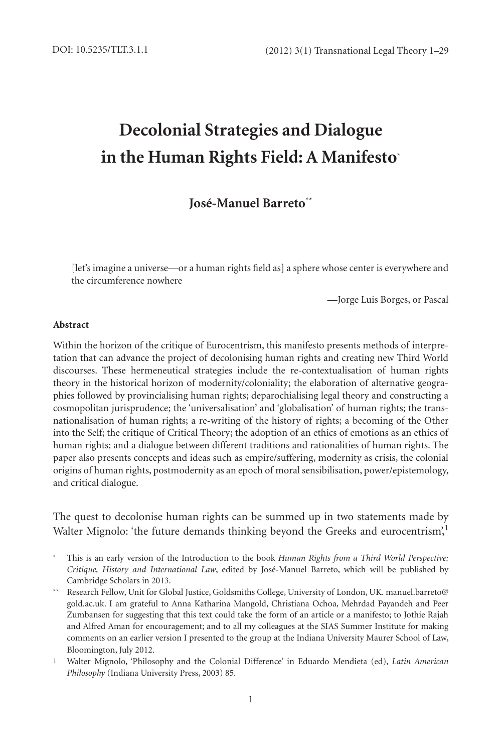# Decolonial Strategies and Dialogue in the Human Rights Field: A Manifesto[*]

**José-Manuel Barreto**[**]

> [let's imagine a universe—or a human rights field as] a sphere whose center is everywhere and the circumference nowhere
>
> —Jorge Luis Borges, or Pascal

**Abstract**

Within the horizon of the critique of Eurocentrism, this manifesto presents methods of interpretation that can advance the project of decolonising human rights and creating new Third World discourses. These hermeneutical strategies include the re-contextualisation of human rights theory in the historical horizon of modernity/coloniality; the elaboration of alternative geographies followed by provincialising human rights; deparochialising legal theory and constructing a cosmopolitan jurisprudence; the 'universalisation' and 'globalisation' of human rights; the transnationalisation of human rights; a re-writing of the history of rights; a becoming of the Other into the Self; the critique of Critical Theory; the adoption of an ethics of emotions as an ethics of human rights; and a dialogue between different traditions and rationalities of human rights. The paper also presents concepts and ideas such as empire/suffering, modernity as crisis, the colonial origins of human rights, postmodernity as an epoch of moral sensibilisation, power/epistemology, and critical dialogue.

The quest to decolonise human rights can be summed up in two statements made by Walter Mignolo: 'the future demands thinking beyond the Greeks and eurocentrism',[1]

---

\* This is an early version of the Introduction to the book *Human Rights from a Third World Perspective: Critique, History and International Law*, edited by José-Manuel Barreto, which will be published by Cambridge Scholars in 2013.

\*\* Research Fellow, Unit for Global Justice, Goldsmiths College, University of London, UK. manuel.barreto@gold.ac.uk. I am grateful to Anna Katharina Mangold, Christiana Ochoa, Mehrdad Payandeh and Peer Zumbansen for suggesting that this text could take the form of an article or a manifesto; to Jothie Rajah and Alfred Aman for encouragement; and to all my colleagues at the SIAS Summer Institute for making comments on an earlier version I presented to the group at the Indiana University Maurer School of Law, Bloomington, July 2012.

1 Walter Mignolo, 'Philosophy and the Colonial Difference' in Eduardo Mendieta (ed), *Latin American Philosophy* (Indiana University Press, 2003) 85.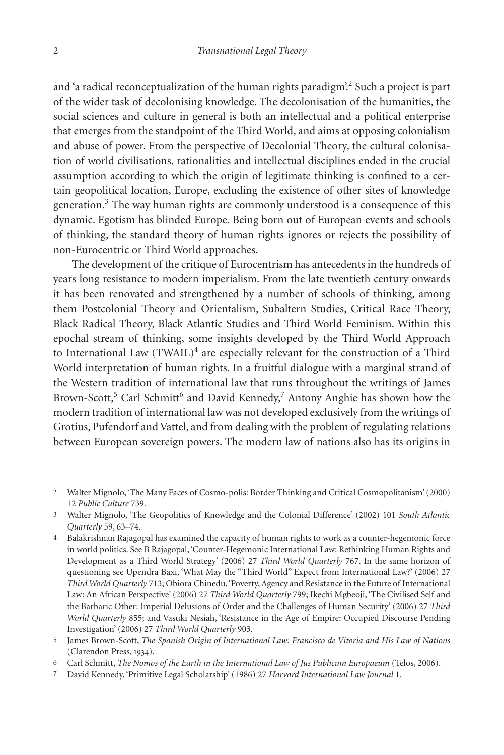and 'a radical reconceptualization of the human rights paradigm'.[2] Such a project is part of the wider task of decolonising knowledge. The decolonisation of the humanities, the social sciences and culture in general is both an intellectual and a political enterprise that emerges from the standpoint of the Third World, and aims at opposing colonialism and abuse of power. From the perspective of Decolonial Theory, the cultural colonisation of world civilisations, rationalities and intellectual disciplines ended in the crucial assumption according to which the origin of legitimate thinking is confined to a certain geopolitical location, Europe, excluding the existence of other sites of knowledge generation.[3] The way human rights are commonly understood is a consequence of this dynamic. Egotism has blinded Europe. Being born out of European events and schools of thinking, the standard theory of human rights ignores or rejects the possibility of non-Eurocentric or Third World approaches.

The development of the critique of Eurocentrism has antecedents in the hundreds of years long resistance to modern imperialism. From the late twentieth century onwards it has been renovated and strengthened by a number of schools of thinking, among them Postcolonial Theory and Orientalism, Subaltern Studies, Critical Race Theory, Black Radical Theory, Black Atlantic Studies and Third World Feminism. Within this epochal stream of thinking, some insights developed by the Third World Approach to International Law (TWAIL)[4] are especially relevant for the construction of a Third World interpretation of human rights. In a fruitful dialogue with a marginal strand of the Western tradition of international law that runs throughout the writings of James Brown-Scott,[5] Carl Schmitt[6] and David Kennedy,[7] Antony Anghie has shown how the modern tradition of international law was not developed exclusively from the writings of Grotius, Pufendorf and Vattel, and from dealing with the problem of regulating relations between European sovereign powers. The modern law of nations also has its origins in

2 Walter Mignolo, 'The Many Faces of Cosmo-polis: Border Thinking and Critical Cosmopolitanism' (2000) 12 *Public Culture* 739.

3 Walter Mignolo, 'The Geopolitics of Knowledge and the Colonial Difference' (2002) 101 *South Atlantic Quarterly* 59, 63–74.

4 Balakrishnan Rajagopal has examined the capacity of human rights to work as a counter-hegemonic force in world politics. See B Rajagopal, 'Counter-Hegemonic International Law: Rethinking Human Rights and Development as a Third World Strategy' (2006) 27 *Third World Quarterly* 767. In the same horizon of questioning see Upendra Baxi, 'What May the "Third World" Expect from International Law?' (2006) 27 *Third World Quarterly* 713; Obiora Chinedu, 'Poverty, Agency and Resistance in the Future of International Law: An African Perspective' (2006) 27 *Third World Quarterly* 799; Ikechi Mgbeoji, 'The Civilised Self and the Barbaric Other: Imperial Delusions of Order and the Challenges of Human Security' (2006) 27 *Third World Quarterly* 855; and Vasuki Nesiah, 'Resistance in the Age of Empire: Occupied Discourse Pending Investigation' (2006) 27 *Third World Quarterly* 903.

5 James Brown-Scott, *The Spanish Origin of International Law: Francisco de Vitoria and His Law of Nations* (Clarendon Press, 1934).

6 Carl Schmitt, *The Nomos of the Earth in the International Law of Jus Publicum Europaeum* (Telos, 2006).

7 David Kennedy, 'Primitive Legal Scholarship' (1986) 27 *Harvard International Law Journal* 1.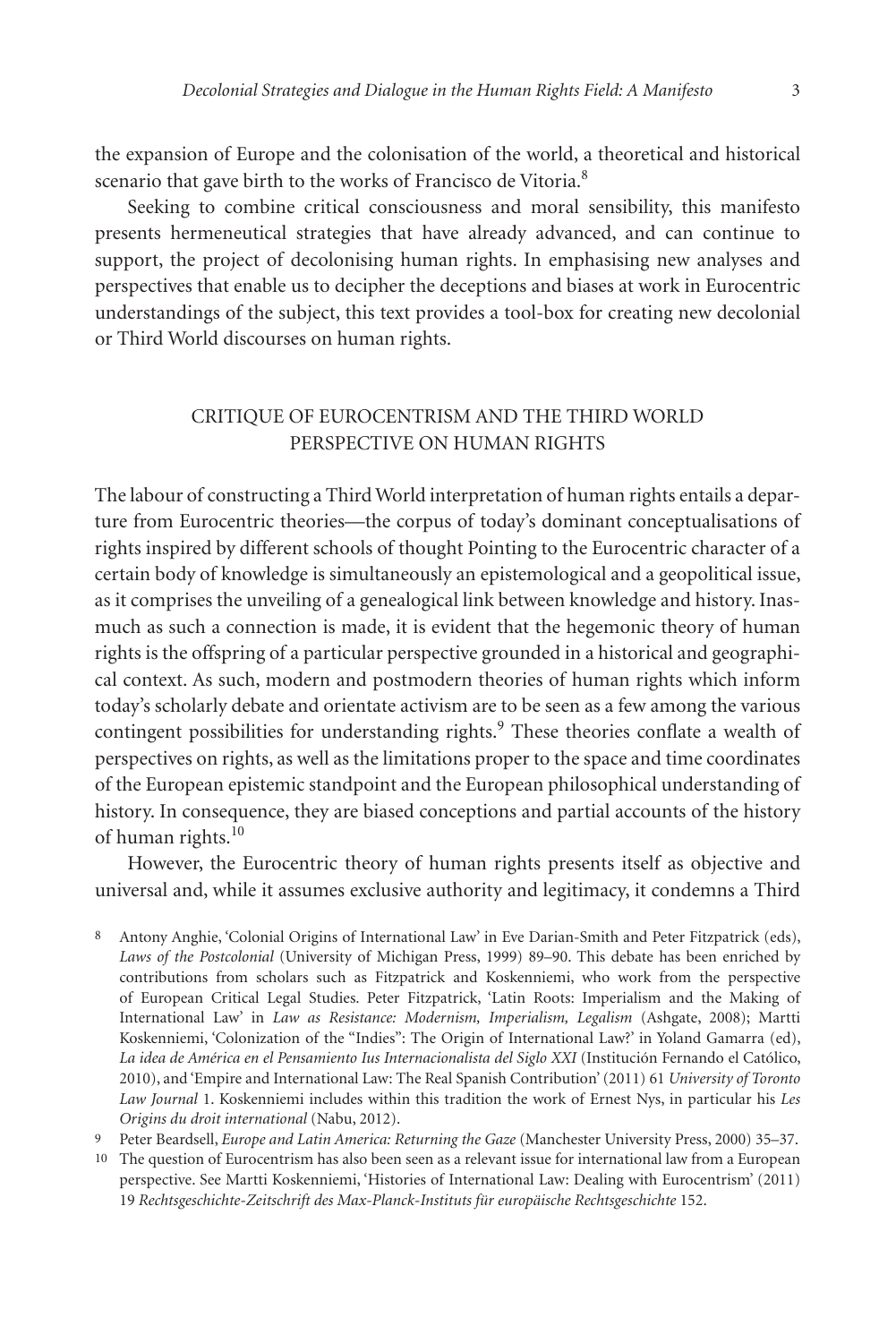the expansion of Europe and the colonisation of the world, a theoretical and historical scenario that gave birth to the works of Francisco de Vitoria.[8]

Seeking to combine critical consciousness and moral sensibility, this manifesto presents hermeneutical strategies that have already advanced, and can continue to support, the project of decolonising human rights. In emphasising new analyses and perspectives that enable us to decipher the deceptions and biases at work in Eurocentric understandings of the subject, this text provides a tool-box for creating new decolonial or Third World discourses on human rights.

## CRITIQUE OF EUROCENTRISM AND THE THIRD WORLD PERSPECTIVE ON HUMAN RIGHTS

The labour of constructing a Third World interpretation of human rights entails a departure from Eurocentric theories—the corpus of today's dominant conceptualisations of rights inspired by different schools of thought Pointing to the Eurocentric character of a certain body of knowledge is simultaneously an epistemological and a geopolitical issue, as it comprises the unveiling of a genealogical link between knowledge and history. Inasmuch as such a connection is made, it is evident that the hegemonic theory of human rights is the offspring of a particular perspective grounded in a historical and geographical context. As such, modern and postmodern theories of human rights which inform today's scholarly debate and orientate activism are to be seen as a few among the various contingent possibilities for understanding rights.[9] These theories conflate a wealth of perspectives on rights, as well as the limitations proper to the space and time coordinates of the European epistemic standpoint and the European philosophical understanding of history. In consequence, they are biased conceptions and partial accounts of the history of human rights.[10]

However, the Eurocentric theory of human rights presents itself as objective and universal and, while it assumes exclusive authority and legitimacy, it condemns a Third

---

8 Antony Anghie, 'Colonial Origins of International Law' in Eve Darian-Smith and Peter Fitzpatrick (eds), *Laws of the Postcolonial* (University of Michigan Press, 1999) 89–90. This debate has been enriched by contributions from scholars such as Fitzpatrick and Koskenniemi, who work from the perspective of European Critical Legal Studies. Peter Fitzpatrick, 'Latin Roots: Imperialism and the Making of International Law' in *Law as Resistance: Modernism, Imperialism, Legalism* (Ashgate, 2008); Martti Koskenniemi, 'Colonization of the "Indies": The Origin of International Law?' in Yoland Gamarra (ed), *La idea de América en el Pensamiento Ius Internacionalista del Siglo XXI* (Institución Fernando el Católico, 2010), and 'Empire and International Law: The Real Spanish Contribution' (2011) 61 *University of Toronto Law Journal* 1. Koskenniemi includes within this tradition the work of Ernest Nys, in particular his *Les Origins du droit international* (Nabu, 2012).

9 Peter Beardsell, *Europe and Latin America: Returning the Gaze* (Manchester University Press, 2000) 35–37.

10 The question of Eurocentrism has also been seen as a relevant issue for international law from a European perspective. See Martti Koskenniemi, 'Histories of International Law: Dealing with Eurocentrism' (2011) 19 *Rechtsgeschichte-Zeitschrift des Max-Planck-Instituts für europäische Rechtsgeschichte* 152.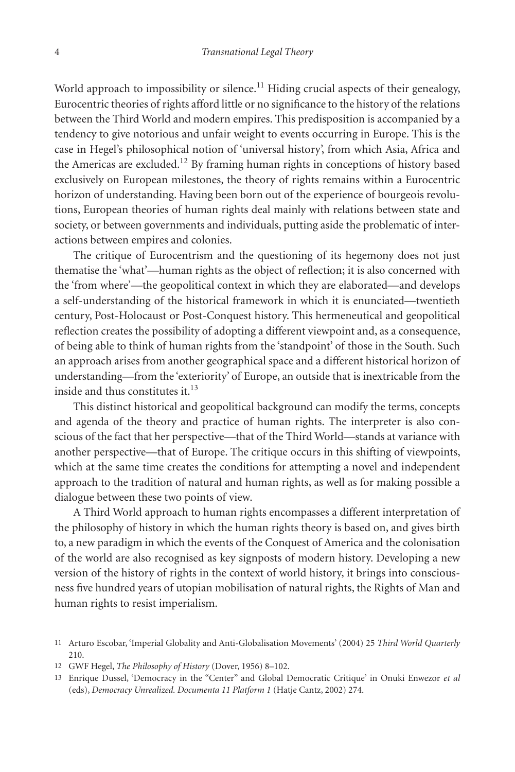World approach to impossibility or silence.[11] Hiding crucial aspects of their genealogy, Eurocentric theories of rights afford little or no significance to the history of the relations between the Third World and modern empires. This predisposition is accompanied by a tendency to give notorious and unfair weight to events occurring in Europe. This is the case in Hegel's philosophical notion of 'universal history', from which Asia, Africa and the Americas are excluded.[12] By framing human rights in conceptions of history based exclusively on European milestones, the theory of rights remains within a Eurocentric horizon of understanding. Having been born out of the experience of bourgeois revolutions, European theories of human rights deal mainly with relations between state and society, or between governments and individuals, putting aside the problematic of interactions between empires and colonies.

The critique of Eurocentrism and the questioning of its hegemony does not just thematise the 'what'—human rights as the object of reflection; it is also concerned with the 'from where'—the geopolitical context in which they are elaborated—and develops a self-understanding of the historical framework in which it is enunciated—twentieth century, Post-Holocaust or Post-Conquest history. This hermeneutical and geopolitical reflection creates the possibility of adopting a different viewpoint and, as a consequence, of being able to think of human rights from the 'standpoint' of those in the South. Such an approach arises from another geographical space and a different historical horizon of understanding—from the 'exteriority' of Europe, an outside that is inextricable from the inside and thus constitutes it.[13]

This distinct historical and geopolitical background can modify the terms, concepts and agenda of the theory and practice of human rights. The interpreter is also conscious of the fact that her perspective—that of the Third World—stands at variance with another perspective—that of Europe. The critique occurs in this shifting of viewpoints, which at the same time creates the conditions for attempting a novel and independent approach to the tradition of natural and human rights, as well as for making possible a dialogue between these two points of view.

A Third World approach to human rights encompasses a different interpretation of the philosophy of history in which the human rights theory is based on, and gives birth to, a new paradigm in which the events of the Conquest of America and the colonisation of the world are also recognised as key signposts of modern history. Developing a new version of the history of rights in the context of world history, it brings into consciousness five hundred years of utopian mobilisation of natural rights, the Rights of Man and human rights to resist imperialism.

[11] Arturo Escobar, 'Imperial Globality and Anti-Globalisation Movements' (2004) 25 *Third World Quarterly* 210.

[12] GWF Hegel, *The Philosophy of History* (Dover, 1956) 8–102.

[13] Enrique Dussel, 'Democracy in the "Center" and Global Democratic Critique' in Onuki Enwezor *et al* (eds), *Democracy Unrealized. Documenta 11 Platform 1* (Hatje Cantz, 2002) 274.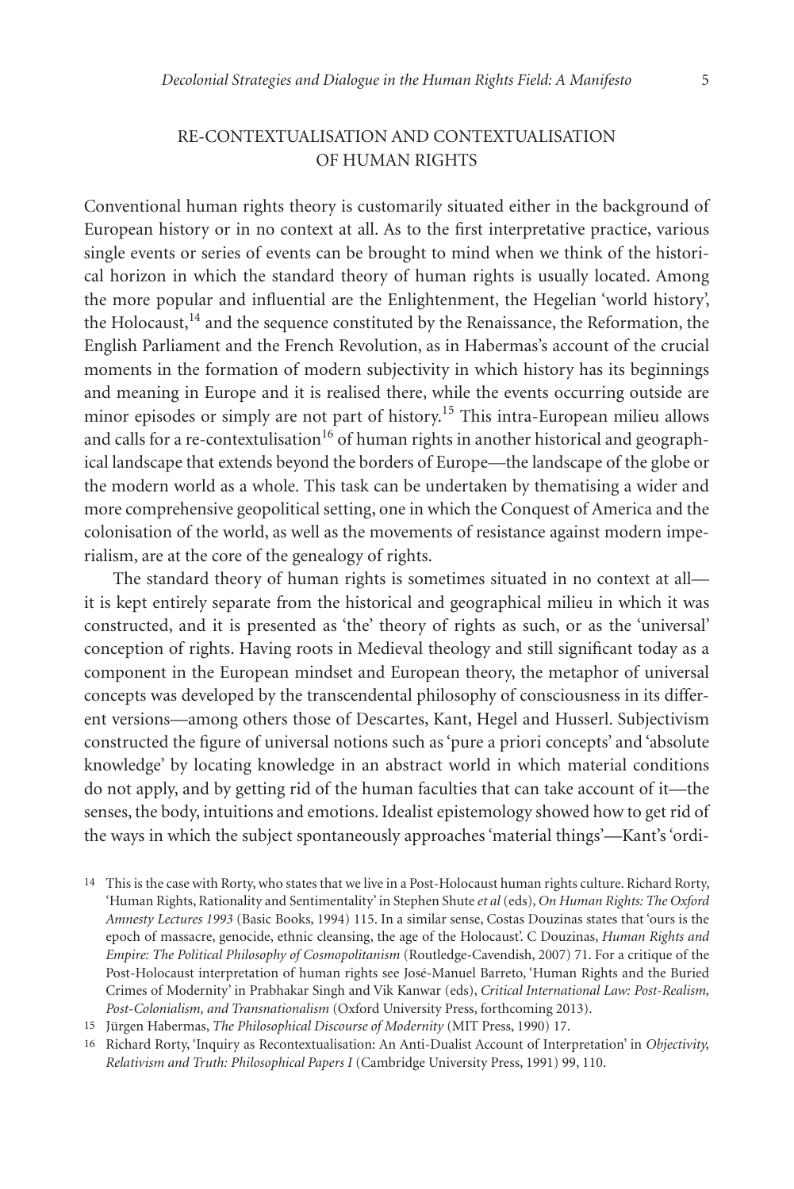## RE-CONTEXTUALISATION AND CONTEXTUALISATION OF HUMAN RIGHTS

Conventional human rights theory is customarily situated either in the background of European history or in no context at all. As to the first interpretative practice, various single events or series of events can be brought to mind when we think of the historical horizon in which the standard theory of human rights is usually located. Among the more popular and influential are the Enlightenment, the Hegelian 'world history', the Holocaust,[14] and the sequence constituted by the Renaissance, the Reformation, the English Parliament and the French Revolution, as in Habermas's account of the crucial moments in the formation of modern subjectivity in which history has its beginnings and meaning in Europe and it is realised there, while the events occurring outside are minor episodes or simply are not part of history.[15] This intra-European milieu allows and calls for a re-contextualisation[16] of human rights in another historical and geographical landscape that extends beyond the borders of Europe—the landscape of the globe or the modern world as a whole. This task can be undertaken by thematising a wider and more comprehensive geopolitical setting, one in which the Conquest of America and the colonisation of the world, as well as the movements of resistance against modern imperialism, are at the core of the genealogy of rights.

The standard theory of human rights is sometimes situated in no context at all—it is kept entirely separate from the historical and geographical milieu in which it was constructed, and it is presented as 'the' theory of rights as such, or as the 'universal' conception of rights. Having roots in Medieval theology and still significant today as a component in the European mindset and European theory, the metaphor of universal concepts was developed by the transcendental philosophy of consciousness in its different versions—among others those of Descartes, Kant, Hegel and Husserl. Subjectivism constructed the figure of universal notions such as 'pure a priori concepts' and 'absolute knowledge' by locating knowledge in an abstract world in which material conditions do not apply, and by getting rid of the human faculties that can take account of it—the senses, the body, intuitions and emotions. Idealist epistemology showed how to get rid of the ways in which the subject spontaneously approaches 'material things'—Kant's 'ordi-

---

14 This is the case with Rorty, who states that we live in a Post-Holocaust human rights culture. Richard Rorty, 'Human Rights, Rationality and Sentimentality' in Stephen Shute *et al* (eds), *On Human Rights: The Oxford Amnesty Lectures 1993* (Basic Books, 1994) 115. In a similar sense, Costas Douzinas states that 'ours is the epoch of massacre, genocide, ethnic cleansing, the age of the Holocaust'. C Douzinas, *Human Rights and Empire: The Political Philosophy of Cosmopolitanism* (Routledge-Cavendish, 2007) 71. For a critique of the Post-Holocaust interpretation of human rights see José-Manuel Barreto, 'Human Rights and the Buried Crimes of Modernity' in Prabhakar Singh and Vik Kanwar (eds), *Critical International Law: Post-Realism, Post-Colonialism, and Transnationalism* (Oxford University Press, forthcoming 2013).

15 Jürgen Habermas, *The Philosophical Discourse of Modernity* (MIT Press, 1990) 17.

16 Richard Rorty, 'Inquiry as Recontextualisation: An Anti-Dualist Account of Interpretation' in *Objectivity, Relativism and Truth: Philosophical Papers I* (Cambridge University Press, 1991) 99, 110.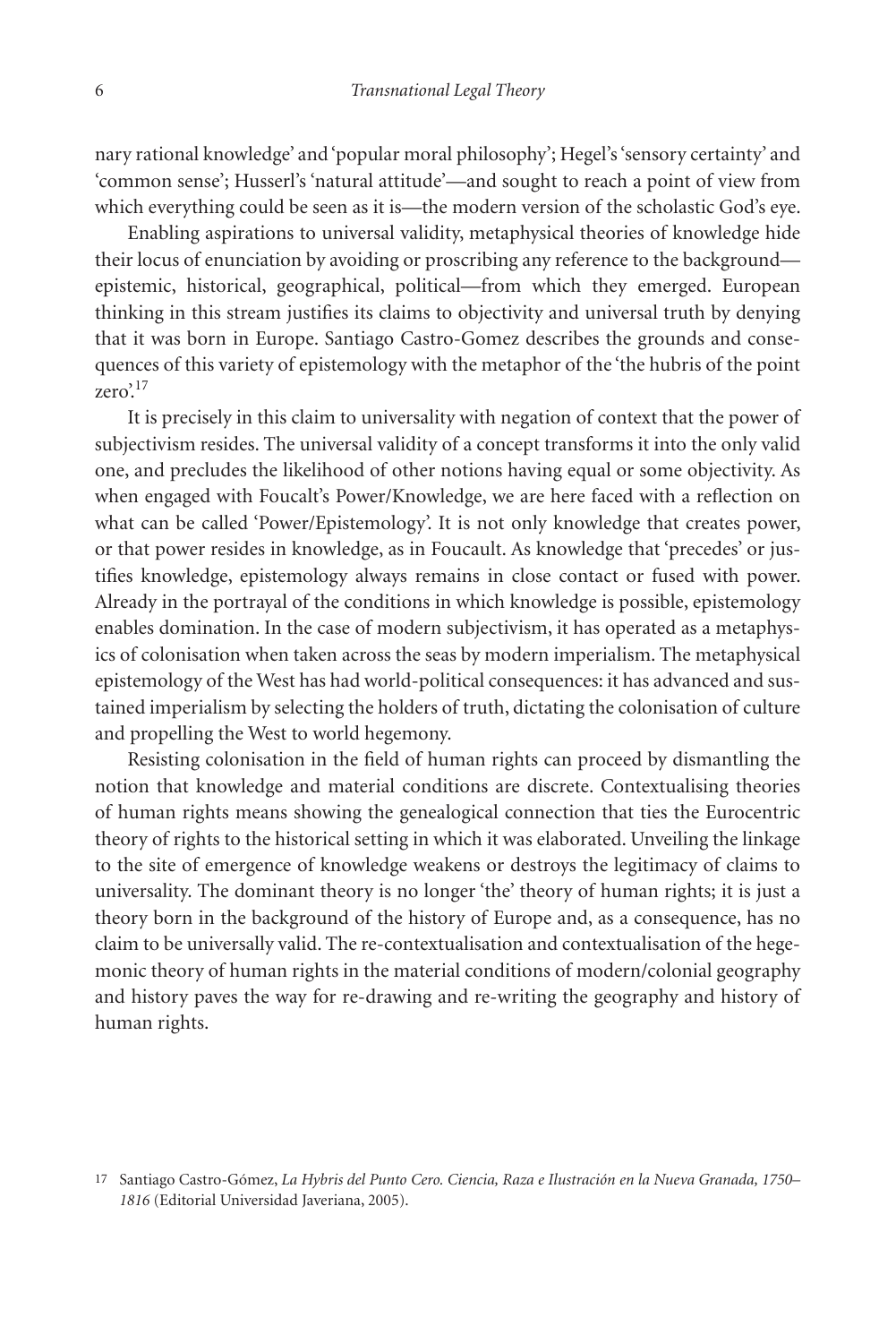nary rational knowledge' and 'popular moral philosophy'; Hegel's 'sensory certainty' and 'common sense'; Husserl's 'natural attitude'—and sought to reach a point of view from which everything could be seen as it is—the modern version of the scholastic God's eye.

Enabling aspirations to universal validity, metaphysical theories of knowledge hide their locus of enunciation by avoiding or proscribing any reference to the background—epistemic, historical, geographical, political—from which they emerged. European thinking in this stream justifies its claims to objectivity and universal truth by denying that it was born in Europe. Santiago Castro-Gomez describes the grounds and consequences of this variety of epistemology with the metaphor of the 'the hubris of the point zero'.[17]

It is precisely in this claim to universality with negation of context that the power of subjectivism resides. The universal validity of a concept transforms it into the only valid one, and precludes the likelihood of other notions having equal or some objectivity. As when engaged with Foucalt's Power/Knowledge, we are here faced with a reflection on what can be called 'Power/Epistemology'. It is not only knowledge that creates power, or that power resides in knowledge, as in Foucault. As knowledge that 'precedes' or justifies knowledge, epistemology always remains in close contact or fused with power. Already in the portrayal of the conditions in which knowledge is possible, epistemology enables domination. In the case of modern subjectivism, it has operated as a metaphysics of colonisation when taken across the seas by modern imperialism. The metaphysical epistemology of the West has had world-political consequences: it has advanced and sustained imperialism by selecting the holders of truth, dictating the colonisation of culture and propelling the West to world hegemony.

Resisting colonisation in the field of human rights can proceed by dismantling the notion that knowledge and material conditions are discrete. Contextualising theories of human rights means showing the genealogical connection that ties the Eurocentric theory of rights to the historical setting in which it was elaborated. Unveiling the linkage to the site of emergence of knowledge weakens or destroys the legitimacy of claims to universality. The dominant theory is no longer 'the' theory of human rights; it is just a theory born in the background of the history of Europe and, as a consequence, has no claim to be universally valid. The re-contextualisation and contextualisation of the hegemonic theory of human rights in the material conditions of modern/colonial geography and history paves the way for re-drawing and re-writing the geography and history of human rights.

[17] Santiago Castro-Gómez, *La Hybris del Punto Cero. Ciencia, Raza e Ilustración en la Nueva Granada, 1750–1816* (Editorial Universidad Javeriana, 2005).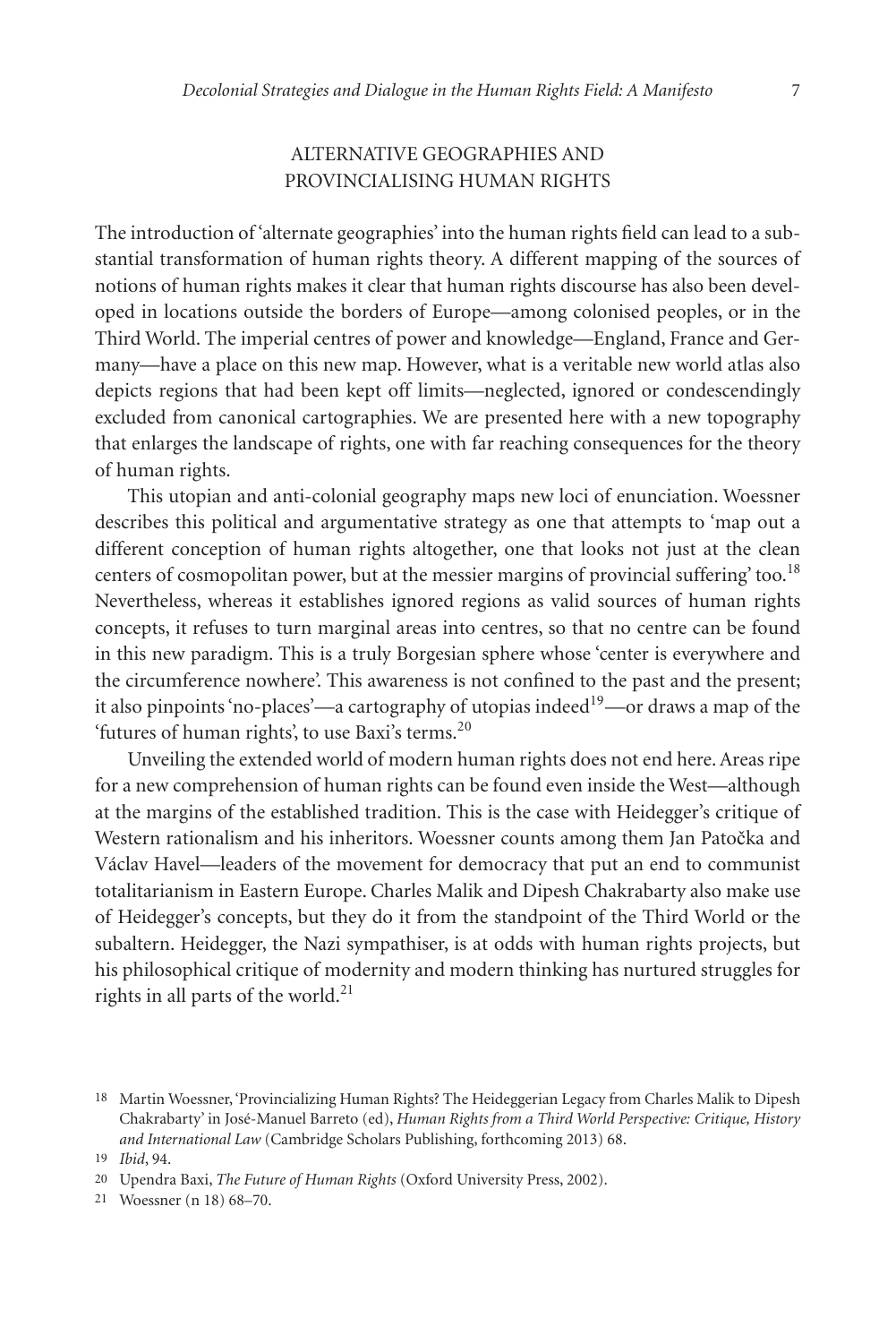## ALTERNATIVE GEOGRAPHIES AND PROVINCIALISING HUMAN RIGHTS

The introduction of 'alternate geographies' into the human rights field can lead to a substantial transformation of human rights theory. A different mapping of the sources of notions of human rights makes it clear that human rights discourse has also been developed in locations outside the borders of Europe—among colonised peoples, or in the Third World. The imperial centres of power and knowledge—England, France and Germany—have a place on this new map. However, what is a veritable new world atlas also depicts regions that had been kept off limits—neglected, ignored or condescendingly excluded from canonical cartographies. We are presented here with a new topography that enlarges the landscape of rights, one with far reaching consequences for the theory of human rights.

This utopian and anti-colonial geography maps new loci of enunciation. Woessner describes this political and argumentative strategy as one that attempts to 'map out a different conception of human rights altogether, one that looks not just at the clean centers of cosmopolitan power, but at the messier margins of provincial suffering' too.[18] Nevertheless, whereas it establishes ignored regions as valid sources of human rights concepts, it refuses to turn marginal areas into centres, so that no centre can be found in this new paradigm. This is a truly Borgesian sphere whose 'center is everywhere and the circumference nowhere'. This awareness is not confined to the past and the present; it also pinpoints 'no-places'—a cartography of utopias indeed[19]—or draws a map of the 'futures of human rights', to use Baxi's terms.[20]

Unveiling the extended world of modern human rights does not end here. Areas ripe for a new comprehension of human rights can be found even inside the West—although at the margins of the established tradition. This is the case with Heidegger's critique of Western rationalism and his inheritors. Woessner counts among them Jan Patočka and Václav Havel—leaders of the movement for democracy that put an end to communist totalitarianism in Eastern Europe. Charles Malik and Dipesh Chakrabarty also make use of Heidegger's concepts, but they do it from the standpoint of the Third World or the subaltern. Heidegger, the Nazi sympathiser, is at odds with human rights projects, but his philosophical critique of modernity and modern thinking has nurtured struggles for rights in all parts of the world.[21]

---

18 Martin Woessner, 'Provincializing Human Rights? The Heideggerian Legacy from Charles Malik to Dipesh Chakrabarty' in José-Manuel Barreto (ed), *Human Rights from a Third World Perspective: Critique, History and International Law* (Cambridge Scholars Publishing, forthcoming 2013) 68.

19 *Ibid*, 94.

20 Upendra Baxi, *The Future of Human Rights* (Oxford University Press, 2002).

21 Woessner (n 18) 68–70.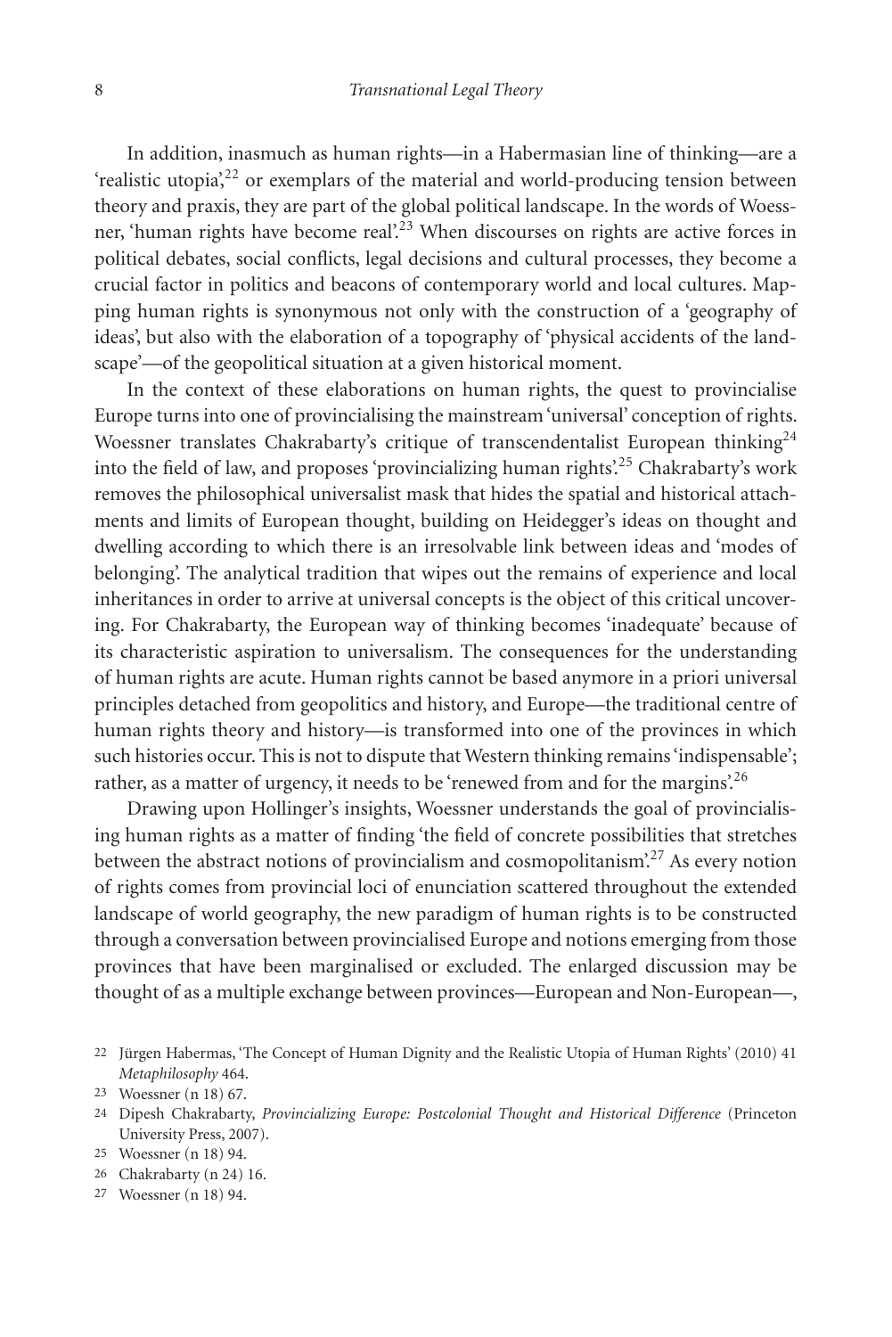In addition, inasmuch as human rights—in a Habermasian line of thinking—are a 'realistic utopia',[22] or exemplars of the material and world-producing tension between theory and praxis, they are part of the global political landscape. In the words of Woessner, 'human rights have become real'.[23] When discourses on rights are active forces in political debates, social conflicts, legal decisions and cultural processes, they become a crucial factor in politics and beacons of contemporary world and local cultures. Mapping human rights is synonymous not only with the construction of a 'geography of ideas', but also with the elaboration of a topography of 'physical accidents of the landscape'—of the geopolitical situation at a given historical moment.

In the context of these elaborations on human rights, the quest to provincialise Europe turns into one of provincialising the mainstream 'universal' conception of rights. Woessner translates Chakrabarty's critique of transcendentalist European thinking[24] into the field of law, and proposes 'provincializing human rights'.[25] Chakrabarty's work removes the philosophical universalist mask that hides the spatial and historical attachments and limits of European thought, building on Heidegger's ideas on thought and dwelling according to which there is an irresolvable link between ideas and 'modes of belonging'. The analytical tradition that wipes out the remains of experience and local inheritances in order to arrive at universal concepts is the object of this critical uncovering. For Chakrabarty, the European way of thinking becomes 'inadequate' because of its characteristic aspiration to universalism. The consequences for the understanding of human rights are acute. Human rights cannot be based anymore in a priori universal principles detached from geopolitics and history, and Europe—the traditional centre of human rights theory and history—is transformed into one of the provinces in which such histories occur. This is not to dispute that Western thinking remains 'indispensable'; rather, as a matter of urgency, it needs to be 'renewed from and for the margins'.[26]

Drawing upon Hollinger's insights, Woessner understands the goal of provincialising human rights as a matter of finding 'the field of concrete possibilities that stretches between the abstract notions of provincialism and cosmopolitanism'.[27] As every notion of rights comes from provincial loci of enunciation scattered throughout the extended landscape of world geography, the new paradigm of human rights is to be constructed through a conversation between provincialised Europe and notions emerging from those provinces that have been marginalised or excluded. The enlarged discussion may be thought of as a multiple exchange between provinces—European and Non-European—,

22 Jürgen Habermas, 'The Concept of Human Dignity and the Realistic Utopia of Human Rights' (2010) 41 *Metaphilosophy* 464.

23 Woessner (n 18) 67.

24 Dipesh Chakrabarty, *Provincializing Europe: Postcolonial Thought and Historical Difference* (Princeton University Press, 2007).

25 Woessner (n 18) 94.

26 Chakrabarty (n 24) 16.

27 Woessner (n 18) 94.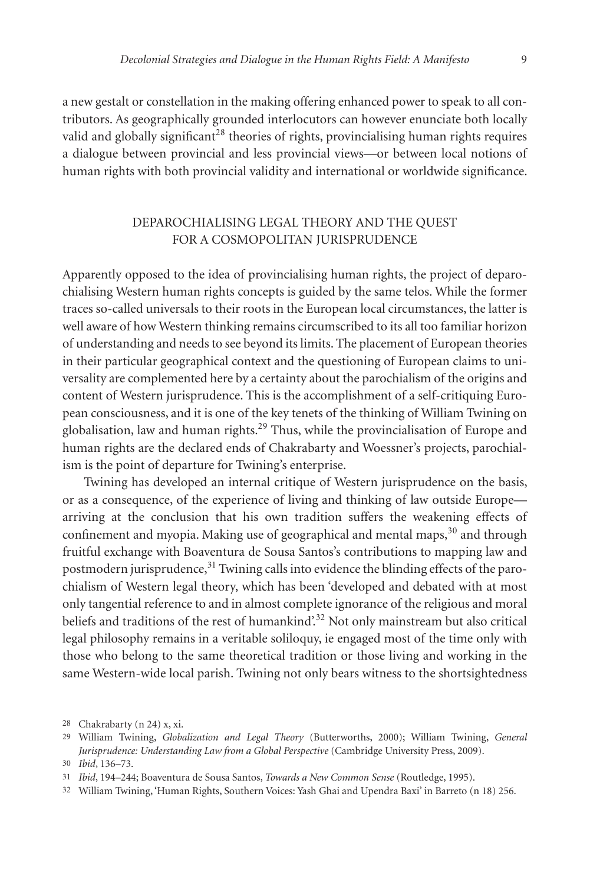a new gestalt or constellation in the making offering enhanced power to speak to all contributors. As geographically grounded interlocutors can however enunciate both locally valid and globally significant[28] theories of rights, provincialising human rights requires a dialogue between provincial and less provincial views—or between local notions of human rights with both provincial validity and international or worldwide significance.

## DEPAROCHIALISING LEGAL THEORY AND THE QUEST FOR A COSMOPOLITAN JURISPRUDENCE

Apparently opposed to the idea of provincialising human rights, the project of deparochialising Western human rights concepts is guided by the same telos. While the former traces so-called universals to their roots in the European local circumstances, the latter is well aware of how Western thinking remains circumscribed to its all too familiar horizon of understanding and needs to see beyond its limits. The placement of European theories in their particular geographical context and the questioning of European claims to universality are complemented here by a certainty about the parochialism of the origins and content of Western jurisprudence. This is the accomplishment of a self-critiquing European consciousness, and it is one of the key tenets of the thinking of William Twining on globalisation, law and human rights.[29] Thus, while the provincialisation of Europe and human rights are the declared ends of Chakrabarty and Woessner's projects, parochialism is the point of departure for Twining's enterprise.

Twining has developed an internal critique of Western jurisprudence on the basis, or as a consequence, of the experience of living and thinking of law outside Europe—arriving at the conclusion that his own tradition suffers the weakening effects of confinement and myopia. Making use of geographical and mental maps,[30] and through fruitful exchange with Boaventura de Sousa Santos's contributions to mapping law and postmodern jurisprudence,[31] Twining calls into evidence the blinding effects of the parochialism of Western legal theory, which has been 'developed and debated with at most only tangential reference to and in almost complete ignorance of the religious and moral beliefs and traditions of the rest of humankind'.[32] Not only mainstream but also critical legal philosophy remains in a veritable soliloquy, ie engaged most of the time only with those who belong to the same theoretical tradition or those living and working in the same Western-wide local parish. Twining not only bears witness to the shortsightedness

---

28 Chakrabarty (n 24) x, xi.

29 William Twining, *Globalization and Legal Theory* (Butterworths, 2000); William Twining, *General Jurisprudence: Understanding Law from a Global Perspective* (Cambridge University Press, 2009).

30 *Ibid*, 136–73.

31 *Ibid*, 194–244; Boaventura de Sousa Santos, *Towards a New Common Sense* (Routledge, 1995).

32 William Twining, 'Human Rights, Southern Voices: Yash Ghai and Upendra Baxi' in Barreto (n 18) 256.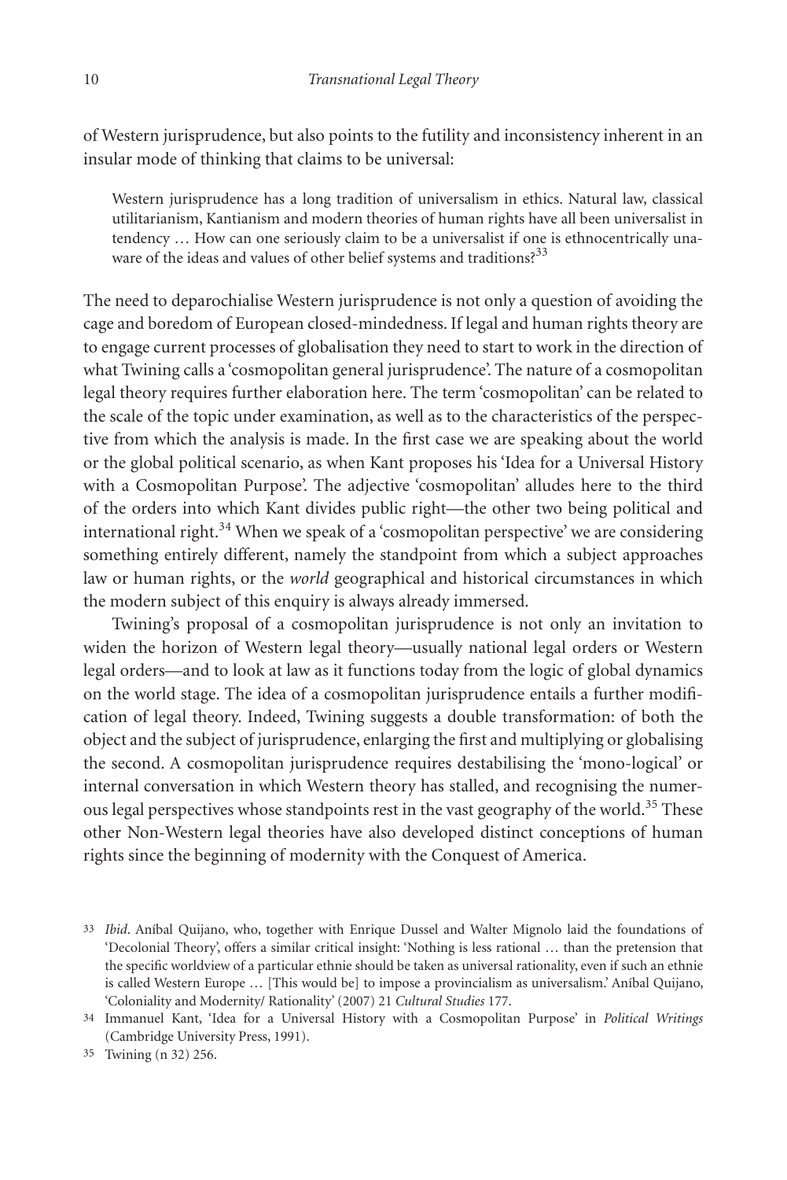of Western jurisprudence, but also points to the futility and inconsistency inherent in an insular mode of thinking that claims to be universal:

> Western jurisprudence has a long tradition of universalism in ethics. Natural law, classical utilitarianism, Kantianism and modern theories of human rights have all been universalist in tendency … How can one seriously claim to be a universalist if one is ethnocentrically unaware of the ideas and values of other belief systems and traditions?[33]

The need to deparochialise Western jurisprudence is not only a question of avoiding the cage and boredom of European closed-mindedness. If legal and human rights theory are to engage current processes of globalisation they need to start to work in the direction of what Twining calls a 'cosmopolitan general jurisprudence'. The nature of a cosmopolitan legal theory requires further elaboration here. The term 'cosmopolitan' can be related to the scale of the topic under examination, as well as to the characteristics of the perspective from which the analysis is made. In the first case we are speaking about the world or the global political scenario, as when Kant proposes his 'Idea for a Universal History with a Cosmopolitan Purpose'. The adjective 'cosmopolitan' alludes here to the third of the orders into which Kant divides public right—the other two being political and international right.[34] When we speak of a 'cosmopolitan perspective' we are considering something entirely different, namely the standpoint from which a subject approaches law or human rights, or the *world* geographical and historical circumstances in which the modern subject of this enquiry is always already immersed.

Twining's proposal of a cosmopolitan jurisprudence is not only an invitation to widen the horizon of Western legal theory—usually national legal orders or Western legal orders—and to look at law as it functions today from the logic of global dynamics on the world stage. The idea of a cosmopolitan jurisprudence entails a further modification of legal theory. Indeed, Twining suggests a double transformation: of both the object and the subject of jurisprudence, enlarging the first and multiplying or globalising the second. A cosmopolitan jurisprudence requires destabilising the 'mono-logical' or internal conversation in which Western theory has stalled, and recognising the numerous legal perspectives whose standpoints rest in the vast geography of the world.[35] These other Non-Western legal theories have also developed distinct conceptions of human rights since the beginning of modernity with the Conquest of America.

---

33 *Ibid*. Aníbal Quijano, who, together with Enrique Dussel and Walter Mignolo laid the foundations of 'Decolonial Theory', offers a similar critical insight: 'Nothing is less rational … than the pretension that the specific worldview of a particular ethnie should be taken as universal rationality, even if such an ethnie is called Western Europe … [This would be] to impose a provincialism as universalism.' Aníbal Quijano, 'Coloniality and Modernity/ Rationality' (2007) 21 *Cultural Studies* 177.

34 Immanuel Kant, 'Idea for a Universal History with a Cosmopolitan Purpose' in *Political Writings* (Cambridge University Press, 1991).

35 Twining (n 32) 256.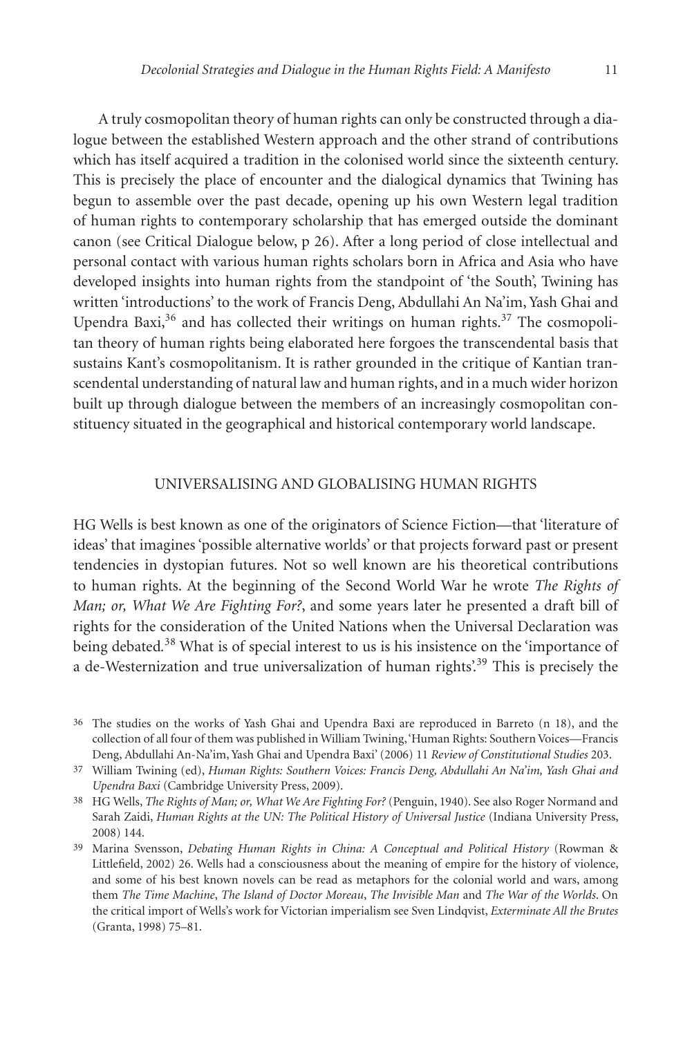A truly cosmopolitan theory of human rights can only be constructed through a dialogue between the established Western approach and the other strand of contributions which has itself acquired a tradition in the colonised world since the sixteenth century. This is precisely the place of encounter and the dialogical dynamics that Twining has begun to assemble over the past decade, opening up his own Western legal tradition of human rights to contemporary scholarship that has emerged outside the dominant canon (see Critical Dialogue below, p 26). After a long period of close intellectual and personal contact with various human rights scholars born in Africa and Asia who have developed insights into human rights from the standpoint of 'the South', Twining has written 'introductions' to the work of Francis Deng, Abdullahi An Na'im, Yash Ghai and Upendra Baxi,[36] and has collected their writings on human rights.[37] The cosmopolitan theory of human rights being elaborated here forgoes the transcendental basis that sustains Kant's cosmopolitanism. It is rather grounded in the critique of Kantian transcendental understanding of natural law and human rights, and in a much wider horizon built up through dialogue between the members of an increasingly cosmopolitan constituency situated in the geographical and historical contemporary world landscape.

## UNIVERSALISING AND GLOBALISING HUMAN RIGHTS

HG Wells is best known as one of the originators of Science Fiction—that 'literature of ideas' that imagines 'possible alternative worlds' or that projects forward past or present tendencies in dystopian futures. Not so well known are his theoretical contributions to human rights. At the beginning of the Second World War he wrote *The Rights of Man; or, What We Are Fighting For?*, and some years later he presented a draft bill of rights for the consideration of the United Nations when the Universal Declaration was being debated.[38] What is of special interest to us is his insistence on the 'importance of a de-Westernization and true universalization of human rights'.[39] This is precisely the

---

36 The studies on the works of Yash Ghai and Upendra Baxi are reproduced in Barreto (n 18), and the collection of all four of them was published in William Twining, 'Human Rights: Southern Voices—Francis Deng, Abdullahi An-Na'im, Yash Ghai and Upendra Baxi' (2006) 11 *Review of Constitutional Studies* 203.

37 William Twining (ed), *Human Rights: Southern Voices: Francis Deng, Abdullahi An Na'im, Yash Ghai and Upendra Baxi* (Cambridge University Press, 2009).

38 HG Wells, *The Rights of Man; or, What We Are Fighting For?* (Penguin, 1940). See also Roger Normand and Sarah Zaidi, *Human Rights at the UN: The Political History of Universal Justice* (Indiana University Press, 2008) 144.

39 Marina Svensson, *Debating Human Rights in China: A Conceptual and Political History* (Rowman & Littlefield, 2002) 26. Wells had a consciousness about the meaning of empire for the history of violence, and some of his best known novels can be read as metaphors for the colonial world and wars, among them *The Time Machine*, *The Island of Doctor Moreau*, *The Invisible Man* and *The War of the Worlds*. On the critical import of Wells's work for Victorian imperialism see Sven Lindqvist, *Exterminate All the Brutes* (Granta, 1998) 75–81.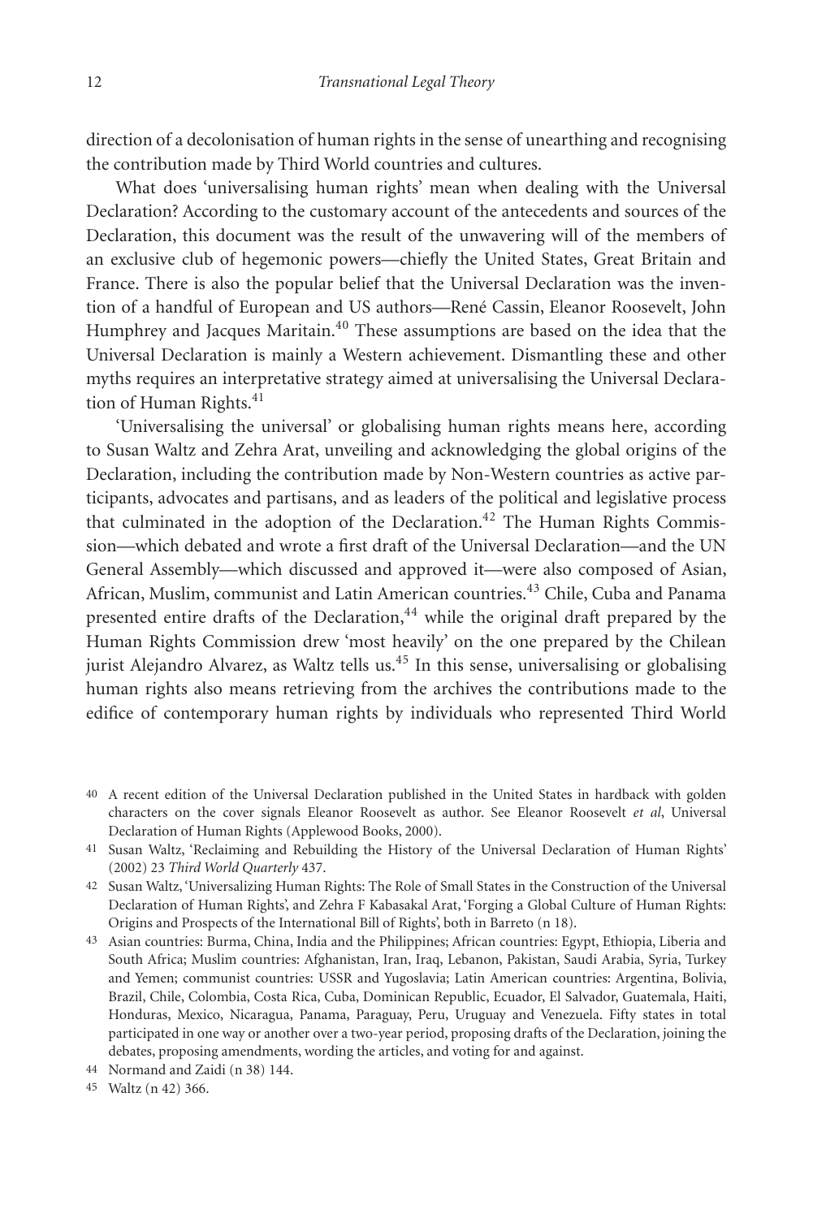direction of a decolonisation of human rights in the sense of unearthing and recognising the contribution made by Third World countries and cultures.

What does 'universalising human rights' mean when dealing with the Universal Declaration? According to the customary account of the antecedents and sources of the Declaration, this document was the result of the unwavering will of the members of an exclusive club of hegemonic powers—chiefly the United States, Great Britain and France. There is also the popular belief that the Universal Declaration was the invention of a handful of European and US authors—René Cassin, Eleanor Roosevelt, John Humphrey and Jacques Maritain.[40] These assumptions are based on the idea that the Universal Declaration is mainly a Western achievement. Dismantling these and other myths requires an interpretative strategy aimed at universalising the Universal Declaration of Human Rights.[41]

'Universalising the universal' or globalising human rights means here, according to Susan Waltz and Zehra Arat, unveiling and acknowledging the global origins of the Declaration, including the contribution made by Non-Western countries as active participants, advocates and partisans, and as leaders of the political and legislative process that culminated in the adoption of the Declaration.[42] The Human Rights Commission—which debated and wrote a first draft of the Universal Declaration—and the UN General Assembly—which discussed and approved it—were also composed of Asian, African, Muslim, communist and Latin American countries.[43] Chile, Cuba and Panama presented entire drafts of the Declaration,[44] while the original draft prepared by the Human Rights Commission drew 'most heavily' on the one prepared by the Chilean jurist Alejandro Alvarez, as Waltz tells us.[45] In this sense, universalising or globalising human rights also means retrieving from the archives the contributions made to the edifice of contemporary human rights by individuals who represented Third World

---

40 A recent edition of the Universal Declaration published in the United States in hardback with golden characters on the cover signals Eleanor Roosevelt as author. See Eleanor Roosevelt *et al*, Universal Declaration of Human Rights (Applewood Books, 2000).

41 Susan Waltz, 'Reclaiming and Rebuilding the History of the Universal Declaration of Human Rights' (2002) 23 *Third World Quarterly* 437.

42 Susan Waltz, 'Universalizing Human Rights: The Role of Small States in the Construction of the Universal Declaration of Human Rights', and Zehra F Kabasakal Arat, 'Forging a Global Culture of Human Rights: Origins and Prospects of the International Bill of Rights', both in Barreto (n 18).

43 Asian countries: Burma, China, India and the Philippines; African countries: Egypt, Ethiopia, Liberia and South Africa; Muslim countries: Afghanistan, Iran, Iraq, Lebanon, Pakistan, Saudi Arabia, Syria, Turkey and Yemen; communist countries: USSR and Yugoslavia; Latin American countries: Argentina, Bolivia, Brazil, Chile, Colombia, Costa Rica, Cuba, Dominican Republic, Ecuador, El Salvador, Guatemala, Haiti, Honduras, Mexico, Nicaragua, Panama, Paraguay, Peru, Uruguay and Venezuela. Fifty states in total participated in one way or another over a two-year period, proposing drafts of the Declaration, joining the debates, proposing amendments, wording the articles, and voting for and against.

44 Normand and Zaidi (n 38) 144.

45 Waltz (n 42) 366.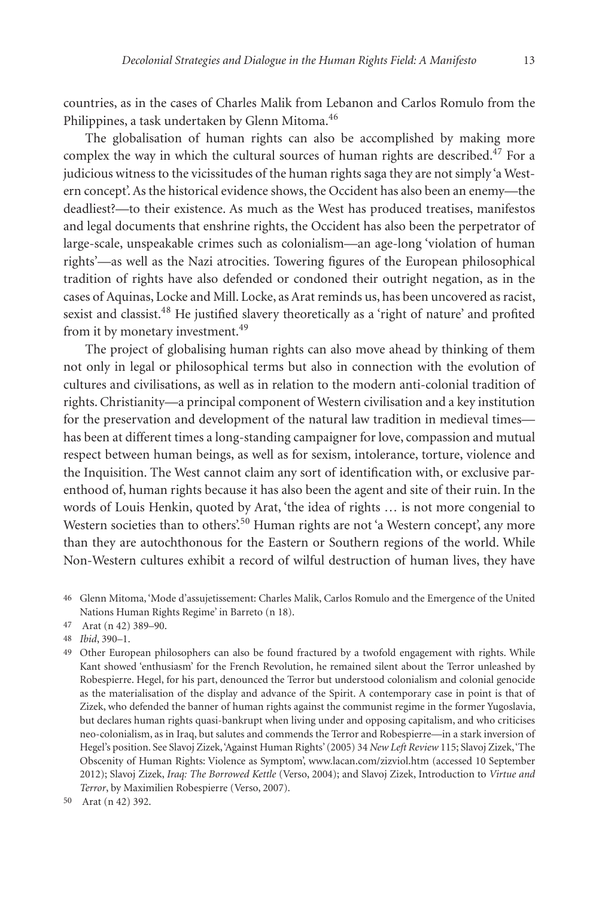countries, as in the cases of Charles Malik from Lebanon and Carlos Romulo from the Philippines, a task undertaken by Glenn Mitoma.[46]

The globalisation of human rights can also be accomplished by making more complex the way in which the cultural sources of human rights are described.[47] For a judicious witness to the vicissitudes of the human rights saga they are not simply 'a Western concept'. As the historical evidence shows, the Occident has also been an enemy—the deadliest?—to their existence. As much as the West has produced treatises, manifestos and legal documents that enshrine rights, the Occident has also been the perpetrator of large-scale, unspeakable crimes such as colonialism—an age-long 'violation of human rights'—as well as the Nazi atrocities. Towering figures of the European philosophical tradition of rights have also defended or condoned their outright negation, as in the cases of Aquinas, Locke and Mill. Locke, as Arat reminds us, has been uncovered as racist, sexist and classist.[48] He justified slavery theoretically as a 'right of nature' and profited from it by monetary investment.[49]

The project of globalising human rights can also move ahead by thinking of them not only in legal or philosophical terms but also in connection with the evolution of cultures and civilisations, as well as in relation to the modern anti-colonial tradition of rights. Christianity—a principal component of Western civilisation and a key institution for the preservation and development of the natural law tradition in medieval times—has been at different times a long-standing campaigner for love, compassion and mutual respect between human beings, as well as for sexism, intolerance, torture, violence and the Inquisition. The West cannot claim any sort of identification with, or exclusive parenthood of, human rights because it has also been the agent and site of their ruin. In the words of Louis Henkin, quoted by Arat, 'the idea of rights … is not more congenial to Western societies than to others'.[50] Human rights are not 'a Western concept', any more than they are autochthonous for the Eastern or Southern regions of the world. While Non-Western cultures exhibit a record of wilful destruction of human lives, they have

---

46 Glenn Mitoma, 'Mode d'assujetissement: Charles Malik, Carlos Romulo and the Emergence of the United Nations Human Rights Regime' in Barreto (n 18).

47 Arat (n 42) 389–90.

48 *Ibid*, 390–1.

49 Other European philosophers can also be found fractured by a twofold engagement with rights. While Kant showed 'enthusiasm' for the French Revolution, he remained silent about the Terror unleashed by Robespierre. Hegel, for his part, denounced the Terror but understood colonialism and colonial genocide as the materialisation of the display and advance of the Spirit. A contemporary case in point is that of Zizek, who defended the banner of human rights against the communist regime in the former Yugoslavia, but declares human rights quasi-bankrupt when living under and opposing capitalism, and who criticises neo-colonialism, as in Iraq, but salutes and commends the Terror and Robespierre—in a stark inversion of Hegel's position. See Slavoj Zizek, 'Against Human Rights' (2005) 34 *New Left Review* 115; Slavoj Zizek, 'The Obscenity of Human Rights: Violence as Symptom', www.lacan.com/zizviol.htm (accessed 10 September 2012); Slavoj Zizek, *Iraq: The Borrowed Kettle* (Verso, 2004); and Slavoj Zizek, Introduction to *Virtue and Terror*, by Maximilien Robespierre (Verso, 2007).

50 Arat (n 42) 392.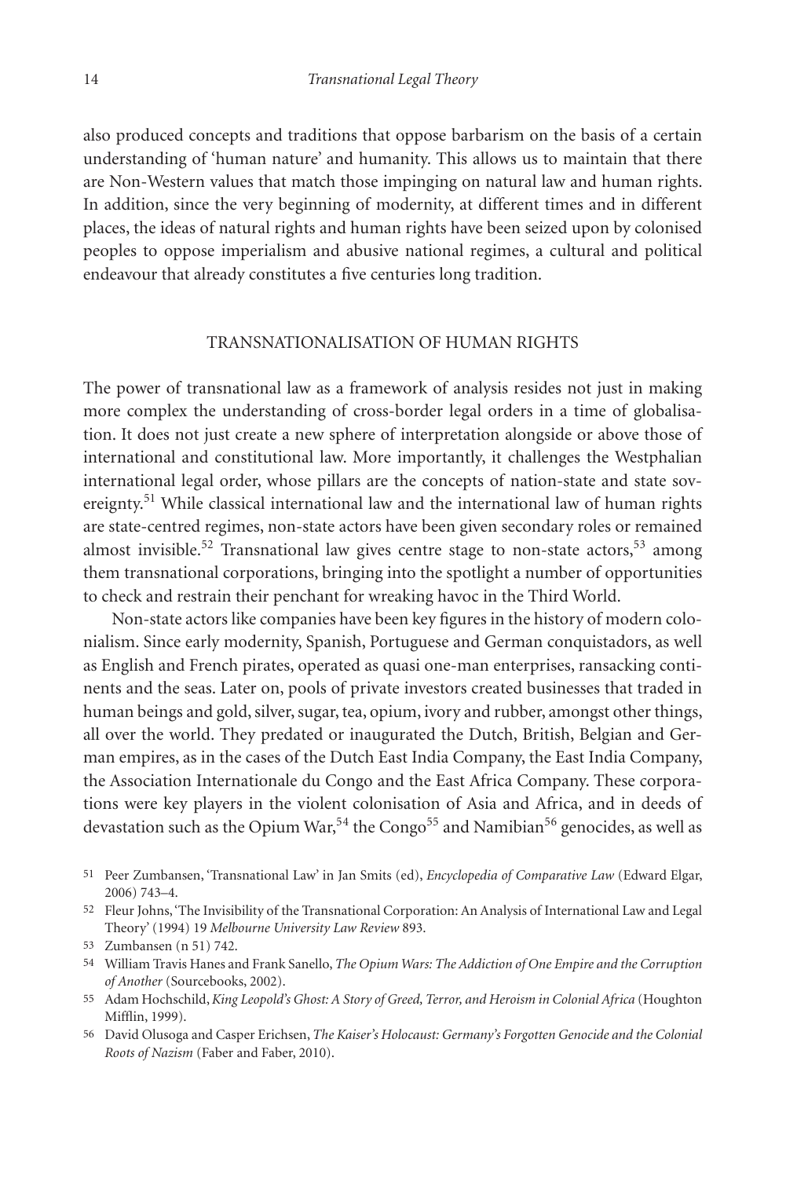also produced concepts and traditions that oppose barbarism on the basis of a certain understanding of 'human nature' and humanity. This allows us to maintain that there are Non-Western values that match those impinging on natural law and human rights. In addition, since the very beginning of modernity, at different times and in different places, the ideas of natural rights and human rights have been seized upon by colonised peoples to oppose imperialism and abusive national regimes, a cultural and political endeavour that already constitutes a five centuries long tradition.

## TRANSNATIONALISATION OF HUMAN RIGHTS

The power of transnational law as a framework of analysis resides not just in making more complex the understanding of cross-border legal orders in a time of globalisation. It does not just create a new sphere of interpretation alongside or above those of international and constitutional law. More importantly, it challenges the Westphalian international legal order, whose pillars are the concepts of nation-state and state sovereignty.[51] While classical international law and the international law of human rights are state-centred regimes, non-state actors have been given secondary roles or remained almost invisible.[52] Transnational law gives centre stage to non-state actors,[53] among them transnational corporations, bringing into the spotlight a number of opportunities to check and restrain their penchant for wreaking havoc in the Third World.

Non-state actors like companies have been key figures in the history of modern colonialism. Since early modernity, Spanish, Portuguese and German conquistadors, as well as English and French pirates, operated as quasi one-man enterprises, ransacking continents and the seas. Later on, pools of private investors created businesses that traded in human beings and gold, silver, sugar, tea, opium, ivory and rubber, amongst other things, all over the world. They predated or inaugurated the Dutch, British, Belgian and German empires, as in the cases of the Dutch East India Company, the East India Company, the Association Internationale du Congo and the East Africa Company. These corporations were key players in the violent colonisation of Asia and Africa, and in deeds of devastation such as the Opium War,[54] the Congo[55] and Namibian[56] genocides, as well as

51 Peer Zumbansen, 'Transnational Law' in Jan Smits (ed), *Encyclopedia of Comparative Law* (Edward Elgar, 2006) 743–4.

52 Fleur Johns, 'The Invisibility of the Transnational Corporation: An Analysis of International Law and Legal Theory' (1994) 19 *Melbourne University Law Review* 893.

53 Zumbansen (n 51) 742.

54 William Travis Hanes and Frank Sanello, *The Opium Wars: The Addiction of One Empire and the Corruption of Another* (Sourcebooks, 2002).

55 Adam Hochschild, *King Leopold's Ghost: A Story of Greed, Terror, and Heroism in Colonial Africa* (Houghton Mifflin, 1999).

56 David Olusoga and Casper Erichsen, *The Kaiser's Holocaust: Germany's Forgotten Genocide and the Colonial Roots of Nazism* (Faber and Faber, 2010).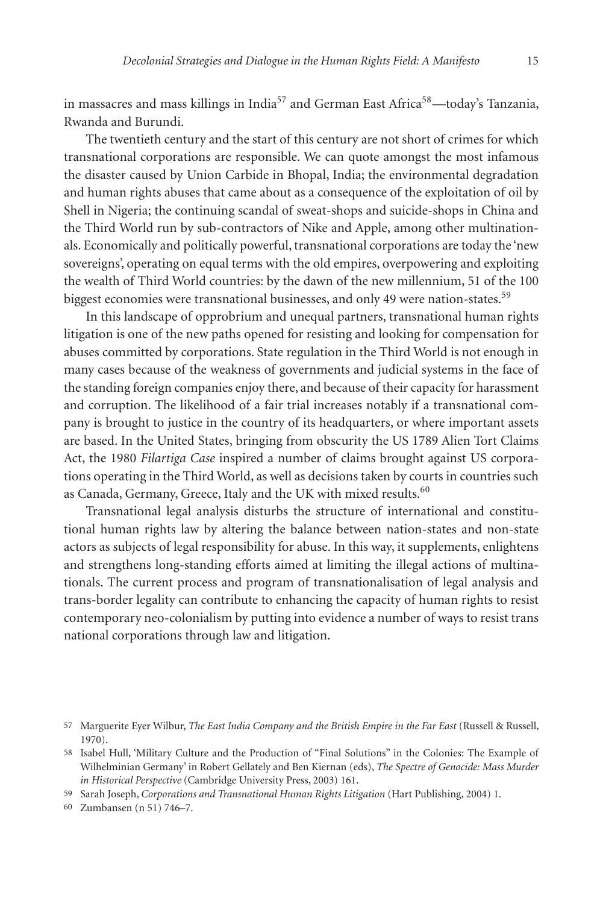in massacres and mass killings in India[57] and German East Africa[58]—today's Tanzania, Rwanda and Burundi.

The twentieth century and the start of this century are not short of crimes for which transnational corporations are responsible. We can quote amongst the most infamous the disaster caused by Union Carbide in Bhopal, India; the environmental degradation and human rights abuses that came about as a consequence of the exploitation of oil by Shell in Nigeria; the continuing scandal of sweat-shops and suicide-shops in China and the Third World run by sub-contractors of Nike and Apple, among other multinationals. Economically and politically powerful, transnational corporations are today the 'new sovereigns', operating on equal terms with the old empires, overpowering and exploiting the wealth of Third World countries: by the dawn of the new millennium, 51 of the 100 biggest economies were transnational businesses, and only 49 were nation-states.[59]

In this landscape of opprobrium and unequal partners, transnational human rights litigation is one of the new paths opened for resisting and looking for compensation for abuses committed by corporations. State regulation in the Third World is not enough in many cases because of the weakness of governments and judicial systems in the face of the standing foreign companies enjoy there, and because of their capacity for harassment and corruption. The likelihood of a fair trial increases notably if a transnational company is brought to justice in the country of its headquarters, or where important assets are based. In the United States, bringing from obscurity the US 1789 Alien Tort Claims Act, the 1980 *Filartiga Case* inspired a number of claims brought against US corporations operating in the Third World, as well as decisions taken by courts in countries such as Canada, Germany, Greece, Italy and the UK with mixed results.[60]

Transnational legal analysis disturbs the structure of international and constitutional human rights law by altering the balance between nation-states and non-state actors as subjects of legal responsibility for abuse. In this way, it supplements, enlightens and strengthens long-standing efforts aimed at limiting the illegal actions of multinationals. The current process and program of transnationalisation of legal analysis and trans-border legality can contribute to enhancing the capacity of human rights to resist contemporary neo-colonialism by putting into evidence a number of ways to resist trans national corporations through law and litigation.

57 Marguerite Eyer Wilbur, *The East India Company and the British Empire in the Far East* (Russell & Russell, 1970).

58 Isabel Hull, 'Military Culture and the Production of "Final Solutions" in the Colonies: The Example of Wilhelminian Germany' in Robert Gellately and Ben Kiernan (eds), *The Spectre of Genocide: Mass Murder in Historical Perspective* (Cambridge University Press, 2003) 161.

59 Sarah Joseph, *Corporations and Transnational Human Rights Litigation* (Hart Publishing, 2004) 1.

60 Zumbansen (n 51) 746–7.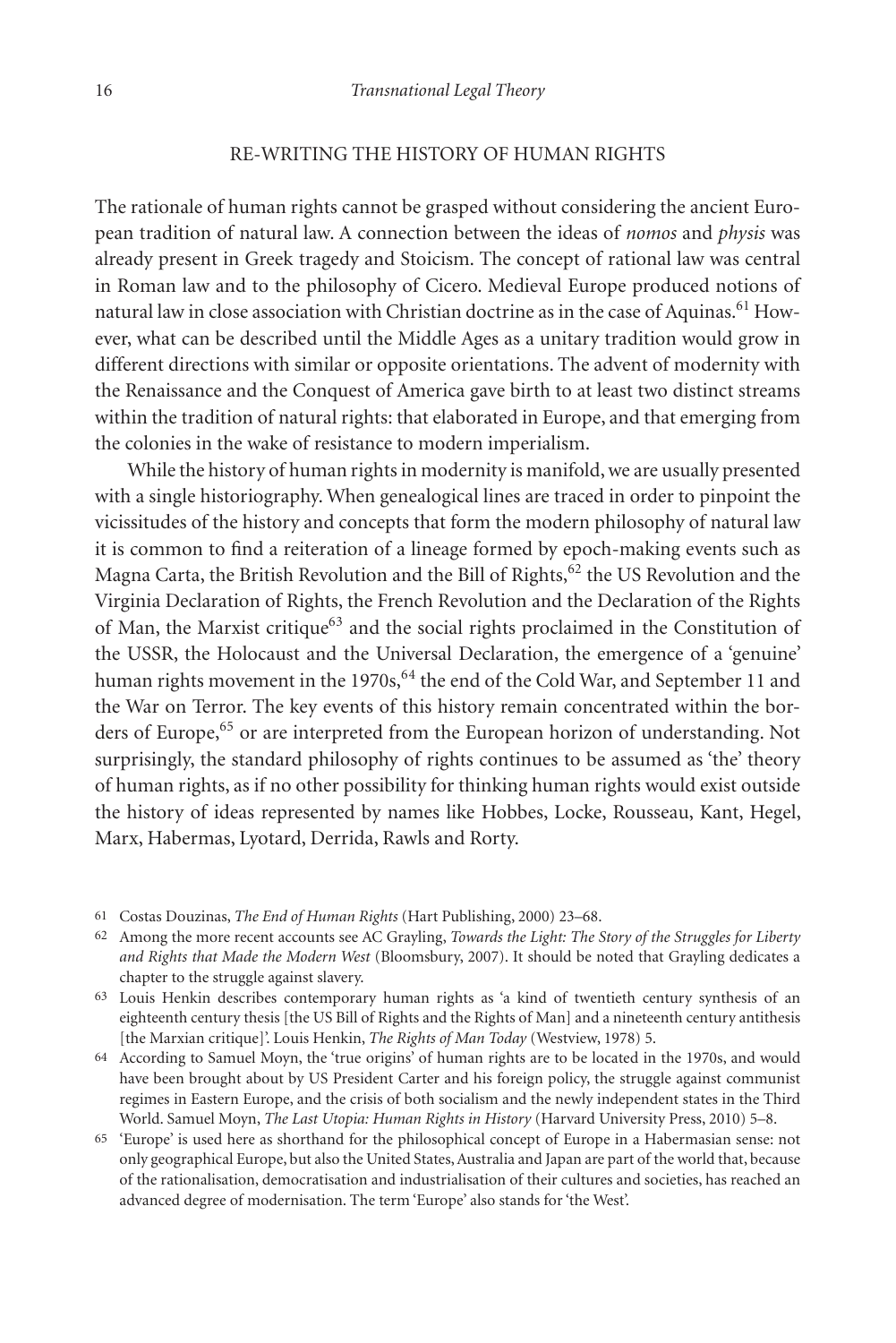## RE-WRITING THE HISTORY OF HUMAN RIGHTS

The rationale of human rights cannot be grasped without considering the ancient European tradition of natural law. A connection between the ideas of *nomos* and *physis* was already present in Greek tragedy and Stoicism. The concept of rational law was central in Roman law and to the philosophy of Cicero. Medieval Europe produced notions of natural law in close association with Christian doctrine as in the case of Aquinas.[61] However, what can be described until the Middle Ages as a unitary tradition would grow in different directions with similar or opposite orientations. The advent of modernity with the Renaissance and the Conquest of America gave birth to at least two distinct streams within the tradition of natural rights: that elaborated in Europe, and that emerging from the colonies in the wake of resistance to modern imperialism.

While the history of human rights in modernity is manifold, we are usually presented with a single historiography. When genealogical lines are traced in order to pinpoint the vicissitudes of the history and concepts that form the modern philosophy of natural law it is common to find a reiteration of a lineage formed by epoch-making events such as Magna Carta, the British Revolution and the Bill of Rights,[62] the US Revolution and the Virginia Declaration of Rights, the French Revolution and the Declaration of the Rights of Man, the Marxist critique[63] and the social rights proclaimed in the Constitution of the USSR, the Holocaust and the Universal Declaration, the emergence of a 'genuine' human rights movement in the 1970s,[64] the end of the Cold War, and September 11 and the War on Terror. The key events of this history remain concentrated within the borders of Europe,[65] or are interpreted from the European horizon of understanding. Not surprisingly, the standard philosophy of rights continues to be assumed as 'the' theory of human rights, as if no other possibility for thinking human rights would exist outside the history of ideas represented by names like Hobbes, Locke, Rousseau, Kant, Hegel, Marx, Habermas, Lyotard, Derrida, Rawls and Rorty.

---

61 Costas Douzinas, *The End of Human Rights* (Hart Publishing, 2000) 23–68.

62 Among the more recent accounts see AC Grayling, *Towards the Light: The Story of the Struggles for Liberty and Rights that Made the Modern West* (Bloomsbury, 2007). It should be noted that Grayling dedicates a chapter to the struggle against slavery.

63 Louis Henkin describes contemporary human rights as 'a kind of twentieth century synthesis of an eighteenth century thesis [the US Bill of Rights and the Rights of Man] and a nineteenth century antithesis [the Marxian critique]'. Louis Henkin, *The Rights of Man Today* (Westview, 1978) 5.

64 According to Samuel Moyn, the 'true origins' of human rights are to be located in the 1970s, and would have been brought about by US President Carter and his foreign policy, the struggle against communist regimes in Eastern Europe, and the crisis of both socialism and the newly independent states in the Third World. Samuel Moyn, *The Last Utopia: Human Rights in History* (Harvard University Press, 2010) 5–8.

65 'Europe' is used here as shorthand for the philosophical concept of Europe in a Habermasian sense: not only geographical Europe, but also the United States, Australia and Japan are part of the world that, because of the rationalisation, democratisation and industrialisation of their cultures and societies, has reached an advanced degree of modernisation. The term 'Europe' also stands for 'the West'.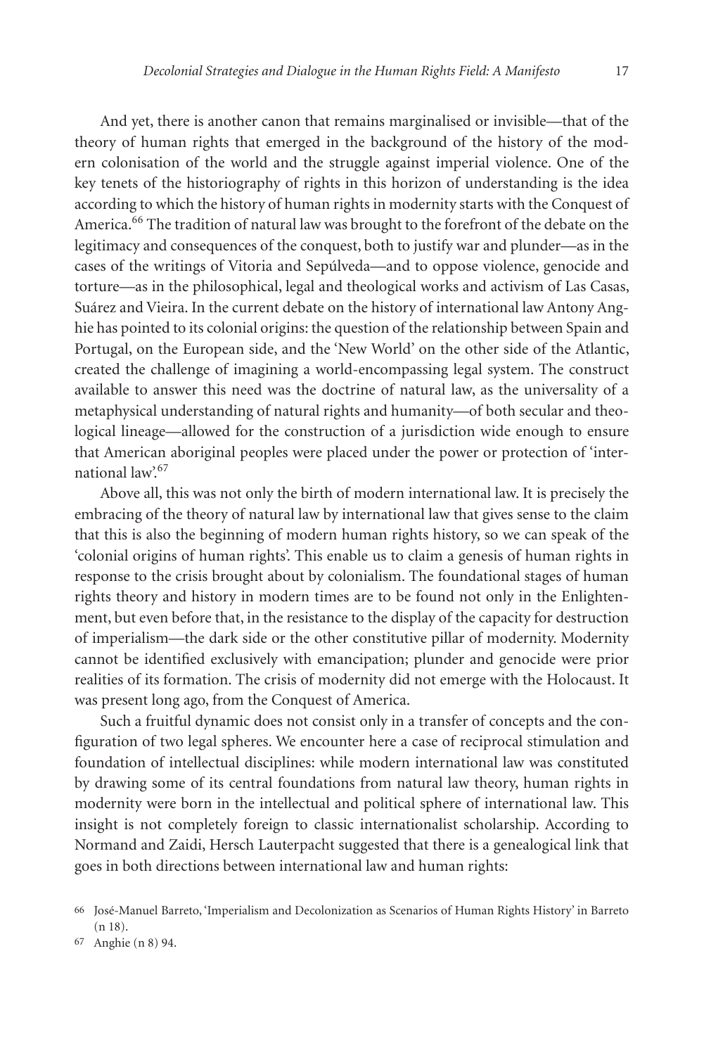And yet, there is another canon that remains marginalised or invisible—that of the theory of human rights that emerged in the background of the history of the modern colonisation of the world and the struggle against imperial violence. One of the key tenets of the historiography of rights in this horizon of understanding is the idea according to which the history of human rights in modernity starts with the Conquest of America.[66] The tradition of natural law was brought to the forefront of the debate on the legitimacy and consequences of the conquest, both to justify war and plunder—as in the cases of the writings of Vitoria and Sepúlveda—and to oppose violence, genocide and torture—as in the philosophical, legal and theological works and activism of Las Casas, Suárez and Vieira. In the current debate on the history of international law Antony Anghie has pointed to its colonial origins: the question of the relationship between Spain and Portugal, on the European side, and the 'New World' on the other side of the Atlantic, created the challenge of imagining a world-encompassing legal system. The construct available to answer this need was the doctrine of natural law, as the universality of a metaphysical understanding of natural rights and humanity—of both secular and theological lineage—allowed for the construction of a jurisdiction wide enough to ensure that American aboriginal peoples were placed under the power or protection of 'international law'.[67]

Above all, this was not only the birth of modern international law. It is precisely the embracing of the theory of natural law by international law that gives sense to the claim that this is also the beginning of modern human rights history, so we can speak of the 'colonial origins of human rights'. This enable us to claim a genesis of human rights in response to the crisis brought about by colonialism. The foundational stages of human rights theory and history in modern times are to be found not only in the Enlightenment, but even before that, in the resistance to the display of the capacity for destruction of imperialism—the dark side or the other constitutive pillar of modernity. Modernity cannot be identified exclusively with emancipation; plunder and genocide were prior realities of its formation. The crisis of modernity did not emerge with the Holocaust. It was present long ago, from the Conquest of America.

Such a fruitful dynamic does not consist only in a transfer of concepts and the configuration of two legal spheres. We encounter here a case of reciprocal stimulation and foundation of intellectual disciplines: while modern international law was constituted by drawing some of its central foundations from natural law theory, human rights in modernity were born in the intellectual and political sphere of international law. This insight is not completely foreign to classic internationalist scholarship. According to Normand and Zaidi, Hersch Lauterpacht suggested that there is a genealogical link that goes in both directions between international law and human rights:

66 José-Manuel Barreto, 'Imperialism and Decolonization as Scenarios of Human Rights History' in Barreto (n 18).

67 Anghie (n 8) 94.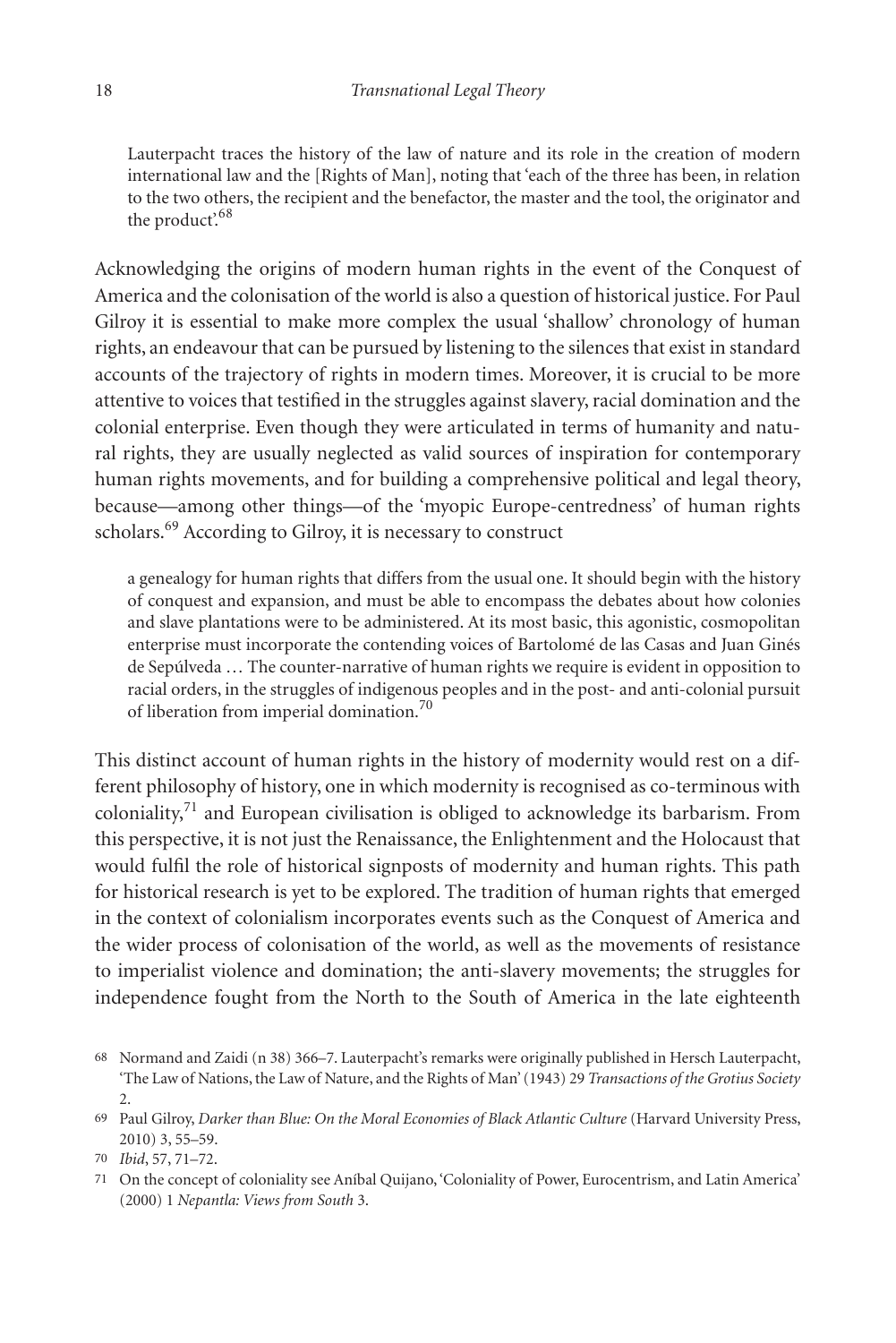> Lauterpacht traces the history of the law of nature and its role in the creation of modern international law and the [Rights of Man], noting that 'each of the three has been, in relation to the two others, the recipient and the benefactor, the master and the tool, the originator and the product'.[68]

Acknowledging the origins of modern human rights in the event of the Conquest of America and the colonisation of the world is also a question of historical justice. For Paul Gilroy it is essential to make more complex the usual 'shallow' chronology of human rights, an endeavour that can be pursued by listening to the silences that exist in standard accounts of the trajectory of rights in modern times. Moreover, it is crucial to be more attentive to voices that testified in the struggles against slavery, racial domination and the colonial enterprise. Even though they were articulated in terms of humanity and natural rights, they are usually neglected as valid sources of inspiration for contemporary human rights movements, and for building a comprehensive political and legal theory, because—among other things—of the 'myopic Europe-centredness' of human rights scholars.[69] According to Gilroy, it is necessary to construct

> a genealogy for human rights that differs from the usual one. It should begin with the history of conquest and expansion, and must be able to encompass the debates about how colonies and slave plantations were to be administered. At its most basic, this agonistic, cosmopolitan enterprise must incorporate the contending voices of Bartolomé de las Casas and Juan Ginés de Sepúlveda … The counter-narrative of human rights we require is evident in opposition to racial orders, in the struggles of indigenous peoples and in the post- and anti-colonial pursuit of liberation from imperial domination.[70]

This distinct account of human rights in the history of modernity would rest on a different philosophy of history, one in which modernity is recognised as co-terminous with coloniality,[71] and European civilisation is obliged to acknowledge its barbarism. From this perspective, it is not just the Renaissance, the Enlightenment and the Holocaust that would fulfil the role of historical signposts of modernity and human rights. This path for historical research is yet to be explored. The tradition of human rights that emerged in the context of colonialism incorporates events such as the Conquest of America and the wider process of colonisation of the world, as well as the movements of resistance to imperialist violence and domination; the anti-slavery movements; the struggles for independence fought from the North to the South of America in the late eighteenth

---

68 Normand and Zaidi (n 38) 366–7. Lauterpacht's remarks were originally published in Hersch Lauterpacht, 'The Law of Nations, the Law of Nature, and the Rights of Man' (1943) 29 *Transactions of the Grotius Society* 2.

69 Paul Gilroy, *Darker than Blue: On the Moral Economies of Black Atlantic Culture* (Harvard University Press, 2010) 3, 55–59.

70 *Ibid*, 57, 71–72.

71 On the concept of coloniality see Aníbal Quijano, 'Coloniality of Power, Eurocentrism, and Latin America' (2000) 1 *Nepantla: Views from South* 3.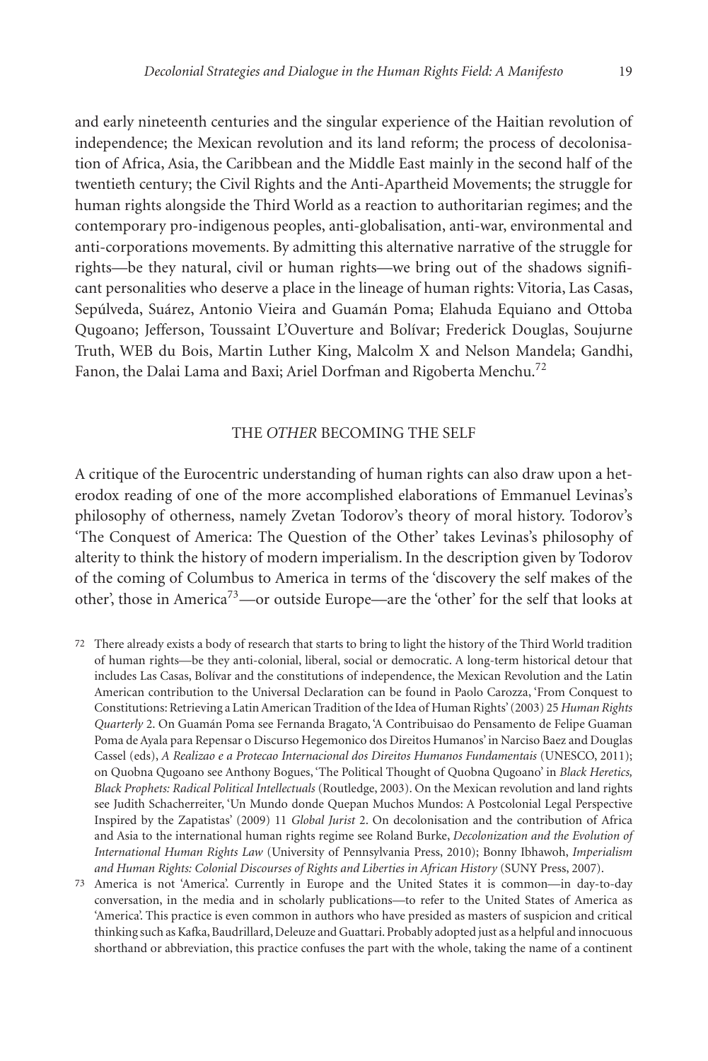and early nineteenth centuries and the singular experience of the Haitian revolution of independence; the Mexican revolution and its land reform; the process of decolonisation of Africa, Asia, the Caribbean and the Middle East mainly in the second half of the twentieth century; the Civil Rights and the Anti-Apartheid Movements; the struggle for human rights alongside the Third World as a reaction to authoritarian regimes; and the contemporary pro-indigenous peoples, anti-globalisation, anti-war, environmental and anti-corporations movements. By admitting this alternative narrative of the struggle for rights—be they natural, civil or human rights—we bring out of the shadows significant personalities who deserve a place in the lineage of human rights: Vitoria, Las Casas, Sepúlveda, Suárez, Antonio Vieira and Guamán Poma; Elahuda Equiano and Ottoba Qugoano; Jefferson, Toussaint L'Ouverture and Bolívar; Frederick Douglas, Soujurne Truth, WEB du Bois, Martin Luther King, Malcolm X and Nelson Mandela; Gandhi, Fanon, the Dalai Lama and Baxi; Ariel Dorfman and Rigoberta Menchu.[72]

## THE *OTHER* BECOMING THE SELF

A critique of the Eurocentric understanding of human rights can also draw upon a heterodox reading of one of the more accomplished elaborations of Emmanuel Levinas's philosophy of otherness, namely Zvetan Todorov's theory of moral history. Todorov's 'The Conquest of America: The Question of the Other' takes Levinas's philosophy of alterity to think the history of modern imperialism. In the description given by Todorov of the coming of Columbus to America in terms of the 'discovery the self makes of the other', those in America[73]—or outside Europe—are the 'other' for the self that looks at

72 There already exists a body of research that starts to bring to light the history of the Third World tradition of human rights—be they anti-colonial, liberal, social or democratic. A long-term historical detour that includes Las Casas, Bolívar and the constitutions of independence, the Mexican Revolution and the Latin American contribution to the Universal Declaration can be found in Paolo Carozza, 'From Conquest to Constitutions: Retrieving a Latin American Tradition of the Idea of Human Rights' (2003) 25 *Human Rights Quarterly* 2. On Guamán Poma see Fernanda Bragato, 'A Contribuisao do Pensamento de Felipe Guaman Poma de Ayala para Repensar o Discurso Hegemonico dos Direitos Humanos' in Narciso Baez and Douglas Cassel (eds), *A Realizao e a Protecao Internacional dos Direitos Humanos Fundamentais* (UNESCO, 2011); on Quobna Qugoano see Anthony Bogues, 'The Political Thought of Quobna Qugoano' in *Black Heretics, Black Prophets: Radical Political Intellectuals* (Routledge, 2003). On the Mexican revolution and land rights see Judith Schacherreiter, 'Un Mundo donde Quepan Muchos Mundos: A Postcolonial Legal Perspective Inspired by the Zapatistas' (2009) 11 *Global Jurist* 2. On decolonisation and the contribution of Africa and Asia to the international human rights regime see Roland Burke, *Decolonization and the Evolution of International Human Rights Law* (University of Pennsylvania Press, 2010); Bonny Ibhawoh, *Imperialism and Human Rights: Colonial Discourses of Rights and Liberties in African History* (SUNY Press, 2007).

73 America is not 'America'. Currently in Europe and the United States it is common—in day-to-day conversation, in the media and in scholarly publications—to refer to the United States of America as 'America'. This practice is even common in authors who have presided as masters of suspicion and critical thinking such as Kafka, Baudrillard, Deleuze and Guattari. Probably adopted just as a helpful and innocuous shorthand or abbreviation, this practice confuses the part with the whole, taking the name of a continent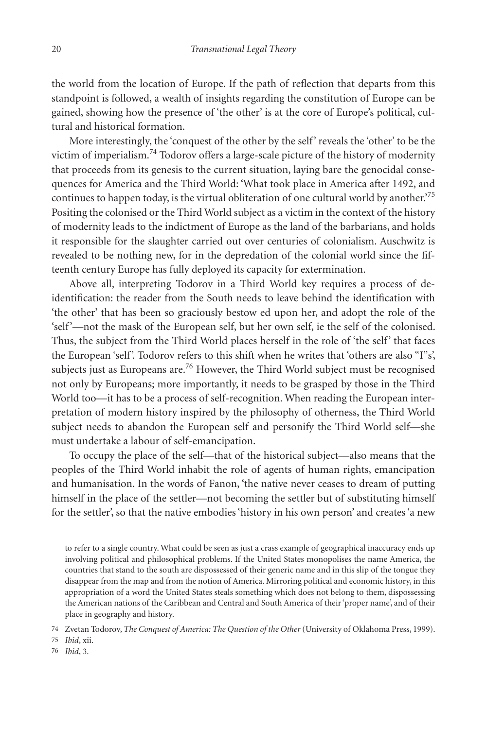the world from the location of Europe. If the path of reflection that departs from this standpoint is followed, a wealth of insights regarding the constitution of Europe can be gained, showing how the presence of 'the other' is at the core of Europe's political, cultural and historical formation.

More interestingly, the 'conquest of the other by the self' reveals the 'other' to be the victim of imperialism.[74] Todorov offers a large-scale picture of the history of modernity that proceeds from its genesis to the current situation, laying bare the genocidal consequences for America and the Third World: 'What took place in America after 1492, and continues to happen today, is the virtual obliteration of one cultural world by another.'[75] Positing the colonised or the Third World subject as a victim in the context of the history of modernity leads to the indictment of Europe as the land of the barbarians, and holds it responsible for the slaughter carried out over centuries of colonialism. Auschwitz is revealed to be nothing new, for in the depredation of the colonial world since the fifteenth century Europe has fully deployed its capacity for extermination.

Above all, interpreting Todorov in a Third World key requires a process of de-identification: the reader from the South needs to leave behind the identification with 'the other' that has been so graciously bestow ed upon her, and adopt the role of the 'self'—not the mask of the European self, but her own self, ie the self of the colonised. Thus, the subject from the Third World places herself in the role of 'the self' that faces the European 'self'. Todorov refers to this shift when he writes that 'others are also "I"s', subjects just as Europeans are.[76] However, the Third World subject must be recognised not only by Europeans; more importantly, it needs to be grasped by those in the Third World too—it has to be a process of self-recognition. When reading the European interpretation of modern history inspired by the philosophy of otherness, the Third World subject needs to abandon the European self and personify the Third World self—she must undertake a labour of self-emancipation.

To occupy the place of the self—that of the historical subject—also means that the peoples of the Third World inhabit the role of agents of human rights, emancipation and humanisation. In the words of Fanon, 'the native never ceases to dream of putting himself in the place of the settler—not becoming the settler but of substituting himself for the settler', so that the native embodies 'history in his own person' and creates 'a new

to refer to a single country. What could be seen as just a crass example of geographical inaccuracy ends up involving political and philosophical problems. If the United States monopolises the name America, the countries that stand to the south are dispossessed of their generic name and in this slip of the tongue they disappear from the map and from the notion of America. Mirroring political and economic history, in this appropriation of a word the United States steals something which does not belong to them, dispossessing the American nations of the Caribbean and Central and South America of their 'proper name', and of their place in geography and history.

74 Zvetan Todorov, *The Conquest of America: The Question of the Other* (University of Oklahoma Press, 1999).

75 *Ibid*, xii.

76 *Ibid*, 3.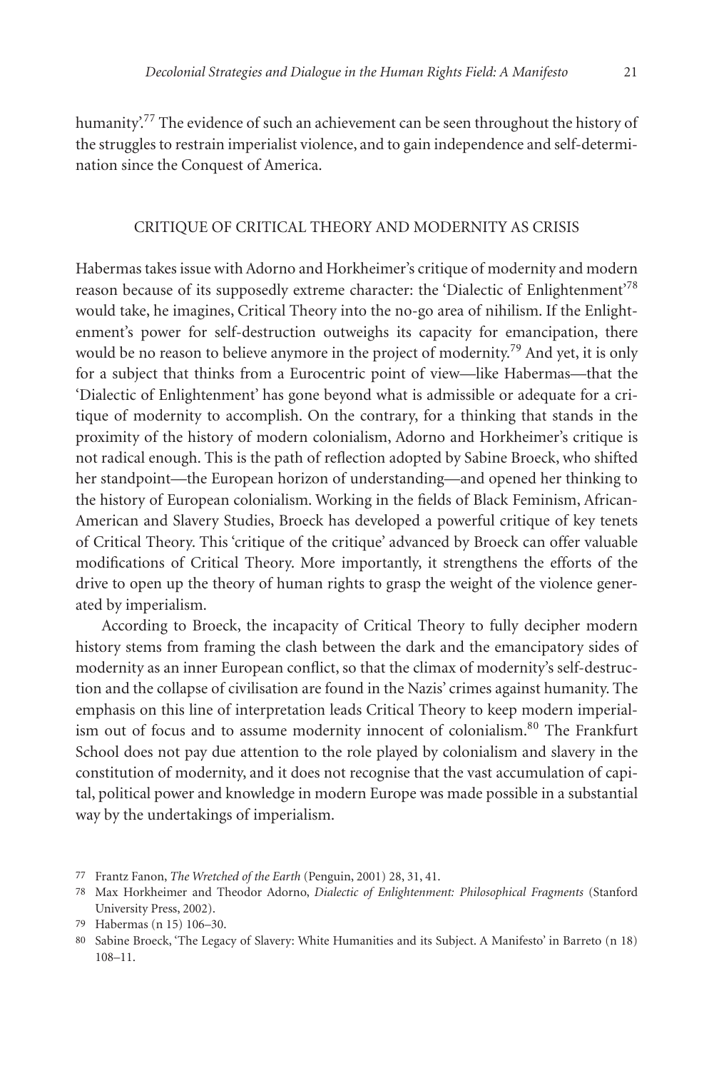humanity'.[77] The evidence of such an achievement can be seen throughout the history of the struggles to restrain imperialist violence, and to gain independence and self-determination since the Conquest of America.

## CRITIQUE OF CRITICAL THEORY AND MODERNITY AS CRISIS

Habermas takes issue with Adorno and Horkheimer's critique of modernity and modern reason because of its supposedly extreme character: the 'Dialectic of Enlightenment'[78] would take, he imagines, Critical Theory into the no-go area of nihilism. If the Enlightenment's power for self-destruction outweighs its capacity for emancipation, there would be no reason to believe anymore in the project of modernity.[79] And yet, it is only for a subject that thinks from a Eurocentric point of view—like Habermas—that the 'Dialectic of Enlightenment' has gone beyond what is admissible or adequate for a critique of modernity to accomplish. On the contrary, for a thinking that stands in the proximity of the history of modern colonialism, Adorno and Horkheimer's critique is not radical enough. This is the path of reflection adopted by Sabine Broeck, who shifted her standpoint—the European horizon of understanding—and opened her thinking to the history of European colonialism. Working in the fields of Black Feminism, African-American and Slavery Studies, Broeck has developed a powerful critique of key tenets of Critical Theory. This 'critique of the critique' advanced by Broeck can offer valuable modifications of Critical Theory. More importantly, it strengthens the efforts of the drive to open up the theory of human rights to grasp the weight of the violence generated by imperialism.

According to Broeck, the incapacity of Critical Theory to fully decipher modern history stems from framing the clash between the dark and the emancipatory sides of modernity as an inner European conflict, so that the climax of modernity's self-destruction and the collapse of civilisation are found in the Nazis' crimes against humanity. The emphasis on this line of interpretation leads Critical Theory to keep modern imperialism out of focus and to assume modernity innocent of colonialism.[80] The Frankfurt School does not pay due attention to the role played by colonialism and slavery in the constitution of modernity, and it does not recognise that the vast accumulation of capital, political power and knowledge in modern Europe was made possible in a substantial way by the undertakings of imperialism.

77 Frantz Fanon, *The Wretched of the Earth* (Penguin, 2001) 28, 31, 41.

78 Max Horkheimer and Theodor Adorno, *Dialectic of Enlightenment: Philosophical Fragments* (Stanford University Press, 2002).

79 Habermas (n 15) 106–30.

80 Sabine Broeck, 'The Legacy of Slavery: White Humanities and its Subject. A Manifesto' in Barreto (n 18) 108–11.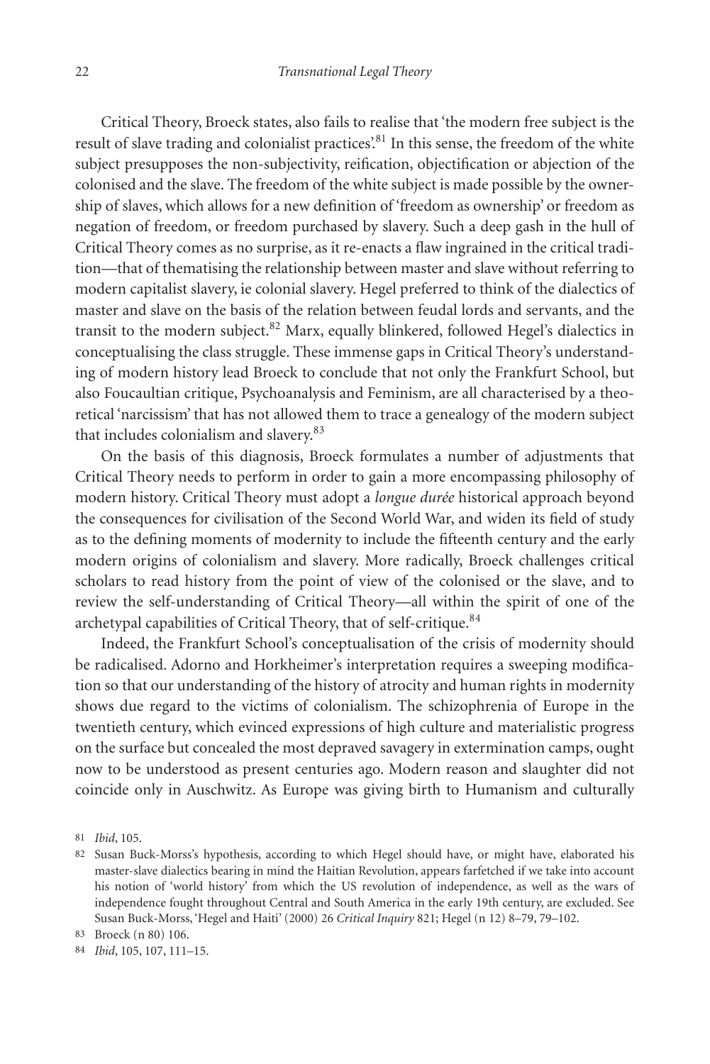Critical Theory, Broeck states, also fails to realise that 'the modern free subject is the result of slave trading and colonialist practices'.[81] In this sense, the freedom of the white subject presupposes the non-subjectivity, reification, objectification or abjection of the colonised and the slave. The freedom of the white subject is made possible by the ownership of slaves, which allows for a new definition of 'freedom as ownership' or freedom as negation of freedom, or freedom purchased by slavery. Such a deep gash in the hull of Critical Theory comes as no surprise, as it re-enacts a flaw ingrained in the critical tradition—that of thematising the relationship between master and slave without referring to modern capitalist slavery, ie colonial slavery. Hegel preferred to think of the dialectics of master and slave on the basis of the relation between feudal lords and servants, and the transit to the modern subject.[82] Marx, equally blinkered, followed Hegel's dialectics in conceptualising the class struggle. These immense gaps in Critical Theory's understanding of modern history lead Broeck to conclude that not only the Frankfurt School, but also Foucaultian critique, Psychoanalysis and Feminism, are all characterised by a theoretical 'narcissism' that has not allowed them to trace a genealogy of the modern subject that includes colonialism and slavery.[83]

On the basis of this diagnosis, Broeck formulates a number of adjustments that Critical Theory needs to perform in order to gain a more encompassing philosophy of modern history. Critical Theory must adopt a *longue durée* historical approach beyond the consequences for civilisation of the Second World War, and widen its field of study as to the defining moments of modernity to include the fifteenth century and the early modern origins of colonialism and slavery. More radically, Broeck challenges critical scholars to read history from the point of view of the colonised or the slave, and to review the self-understanding of Critical Theory—all within the spirit of one of the archetypal capabilities of Critical Theory, that of self-critique.[84]

Indeed, the Frankfurt School's conceptualisation of the crisis of modernity should be radicalised. Adorno and Horkheimer's interpretation requires a sweeping modification so that our understanding of the history of atrocity and human rights in modernity shows due regard to the victims of colonialism. The schizophrenia of Europe in the twentieth century, which evinced expressions of high culture and materialistic progress on the surface but concealed the most depraved savagery in extermination camps, ought now to be understood as present centuries ago. Modern reason and slaughter did not coincide only in Auschwitz. As Europe was giving birth to Humanism and culturally

81 *Ibid*, 105.

82 Susan Buck-Morss's hypothesis, according to which Hegel should have, or might have, elaborated his master-slave dialectics bearing in mind the Haitian Revolution, appears farfetched if we take into account his notion of 'world history' from which the US revolution of independence, as well as the wars of independence fought throughout Central and South America in the early 19th century, are excluded. See Susan Buck-Morss, 'Hegel and Haiti' (2000) 26 *Critical Inquiry* 821; Hegel (n 12) 8–79, 79–102.

83 Broeck (n 80) 106.

84 *Ibid*, 105, 107, 111–15.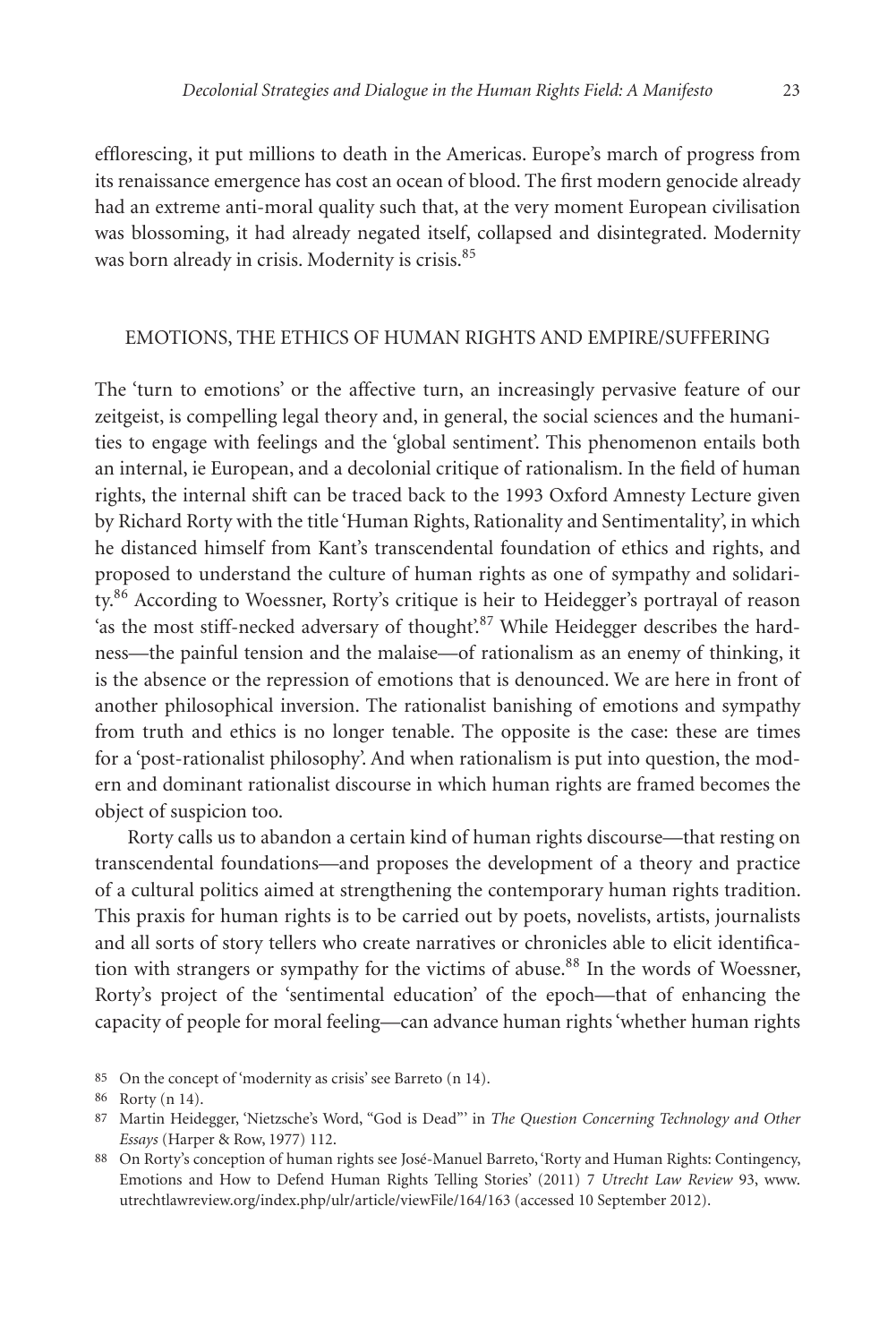efflorescing, it put millions to death in the Americas. Europe's march of progress from its renaissance emergence has cost an ocean of blood. The first modern genocide already had an extreme anti-moral quality such that, at the very moment European civilisation was blossoming, it had already negated itself, collapsed and disintegrated. Modernity was born already in crisis. Modernity is crisis.[85]

## EMOTIONS, THE ETHICS OF HUMAN RIGHTS AND EMPIRE/SUFFERING

The 'turn to emotions' or the affective turn, an increasingly pervasive feature of our zeitgeist, is compelling legal theory and, in general, the social sciences and the humanities to engage with feelings and the 'global sentiment'. This phenomenon entails both an internal, ie European, and a decolonial critique of rationalism. In the field of human rights, the internal shift can be traced back to the 1993 Oxford Amnesty Lecture given by Richard Rorty with the title 'Human Rights, Rationality and Sentimentality', in which he distanced himself from Kant's transcendental foundation of ethics and rights, and proposed to understand the culture of human rights as one of sympathy and solidarity.[86] According to Woessner, Rorty's critique is heir to Heidegger's portrayal of reason 'as the most stiff-necked adversary of thought'.[87] While Heidegger describes the hardness—the painful tension and the malaise—of rationalism as an enemy of thinking, it is the absence or the repression of emotions that is denounced. We are here in front of another philosophical inversion. The rationalist banishing of emotions and sympathy from truth and ethics is no longer tenable. The opposite is the case: these are times for a 'post-rationalist philosophy'. And when rationalism is put into question, the modern and dominant rationalist discourse in which human rights are framed becomes the object of suspicion too.

Rorty calls us to abandon a certain kind of human rights discourse—that resting on transcendental foundations—and proposes the development of a theory and practice of a cultural politics aimed at strengthening the contemporary human rights tradition. This praxis for human rights is to be carried out by poets, novelists, artists, journalists and all sorts of story tellers who create narratives or chronicles able to elicit identification with strangers or sympathy for the victims of abuse.[88] In the words of Woessner, Rorty's project of the 'sentimental education' of the epoch—that of enhancing the capacity of people for moral feeling—can advance human rights 'whether human rights

---

85 On the concept of 'modernity as crisis' see Barreto (n 14).

86 Rorty (n 14).

87 Martin Heidegger, 'Nietzsche's Word, "God is Dead"' in *The Question Concerning Technology and Other Essays* (Harper & Row, 1977) 112.

88 On Rorty's conception of human rights see José-Manuel Barreto, 'Rorty and Human Rights: Contingency, Emotions and How to Defend Human Rights Telling Stories' (2011) 7 *Utrecht Law Review* 93, www.utrechtlawreview.org/index.php/ulr/article/viewFile/164/163 (accessed 10 September 2012).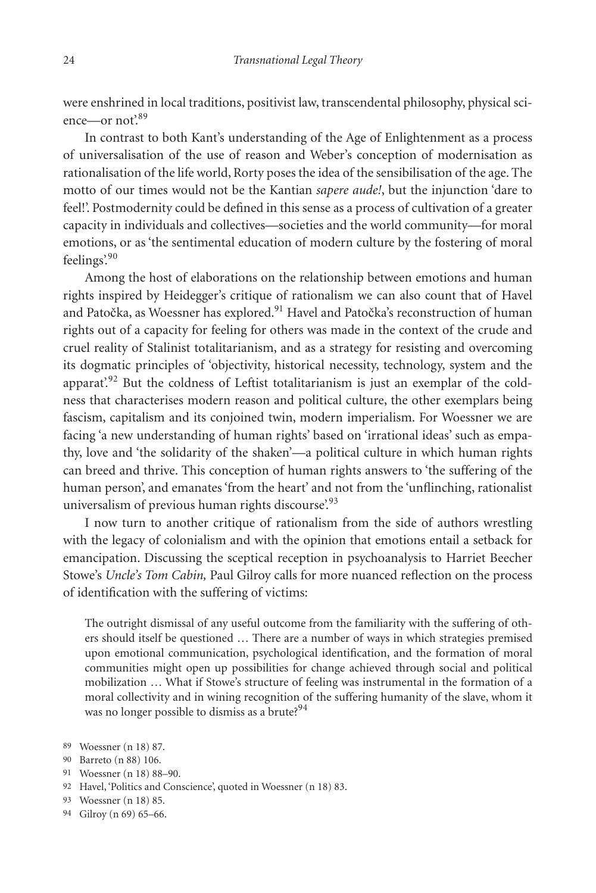were enshrined in local traditions, positivist law, transcendental philosophy, physical science—or not'.[89]

In contrast to both Kant's understanding of the Age of Enlightenment as a process of universalisation of the use of reason and Weber's conception of modernisation as rationalisation of the life world, Rorty poses the idea of the sensibilisation of the age. The motto of our times would not be the Kantian *sapere aude!*, but the injunction 'dare to feel!'. Postmodernity could be defined in this sense as a process of cultivation of a greater capacity in individuals and collectives—societies and the world community—for moral emotions, or as 'the sentimental education of modern culture by the fostering of moral feelings'.[90]

Among the host of elaborations on the relationship between emotions and human rights inspired by Heidegger's critique of rationalism we can also count that of Havel and Patočka, as Woessner has explored.[91] Havel and Patočka's reconstruction of human rights out of a capacity for feeling for others was made in the context of the crude and cruel reality of Stalinist totalitarianism, and as a strategy for resisting and overcoming its dogmatic principles of 'objectivity, historical necessity, technology, system and the apparat'.[92] But the coldness of Leftist totalitarianism is just an exemplar of the coldness that characterises modern reason and political culture, the other exemplars being fascism, capitalism and its conjoined twin, modern imperialism. For Woessner we are facing 'a new understanding of human rights' based on 'irrational ideas' such as empathy, love and 'the solidarity of the shaken'—a political culture in which human rights can breed and thrive. This conception of human rights answers to 'the suffering of the human person', and emanates 'from the heart' and not from the 'unflinching, rationalist universalism of previous human rights discourse'.[93]

I now turn to another critique of rationalism from the side of authors wrestling with the legacy of colonialism and with the opinion that emotions entail a setback for emancipation. Discussing the sceptical reception in psychoanalysis to Harriet Beecher Stowe's *Uncle's Tom Cabin,* Paul Gilroy calls for more nuanced reflection on the process of identification with the suffering of victims:

> The outright dismissal of any useful outcome from the familiarity with the suffering of others should itself be questioned … There are a number of ways in which strategies premised upon emotional communication, psychological identification, and the formation of moral communities might open up possibilities for change achieved through social and political mobilization … What if Stowe's structure of feeling was instrumental in the formation of a moral collectivity and in wining recognition of the suffering humanity of the slave, whom it was no longer possible to dismiss as a brute?[94]

89 Woessner (n 18) 87.

90 Barreto (n 88) 106.

91 Woessner (n 18) 88–90.

92 Havel, 'Politics and Conscience', quoted in Woessner (n 18) 83.

93 Woessner (n 18) 85.

94 Gilroy (n 69) 65–66.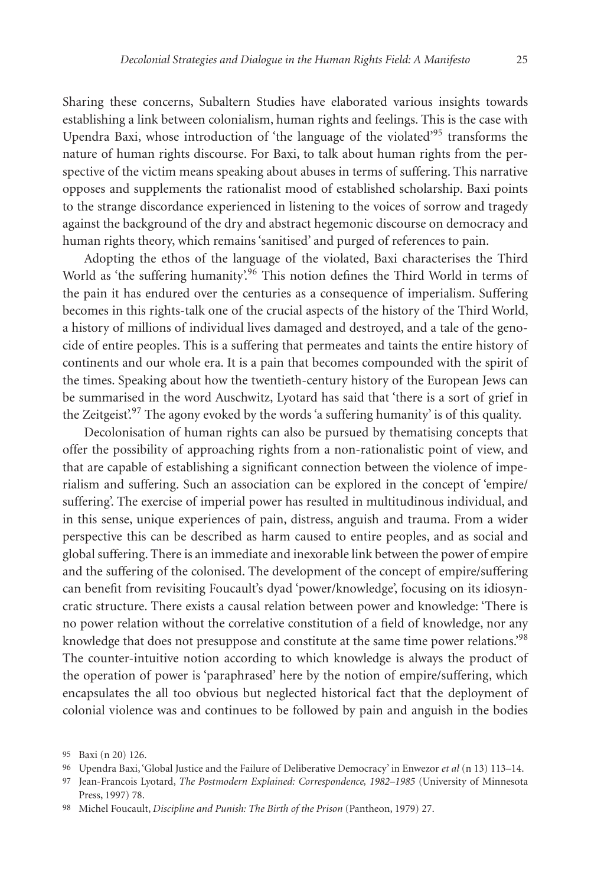Sharing these concerns, Subaltern Studies have elaborated various insights towards establishing a link between colonialism, human rights and feelings. This is the case with Upendra Baxi, whose introduction of 'the language of the violated'[95] transforms the nature of human rights discourse. For Baxi, to talk about human rights from the perspective of the victim means speaking about abuses in terms of suffering. This narrative opposes and supplements the rationalist mood of established scholarship. Baxi points to the strange discordance experienced in listening to the voices of sorrow and tragedy against the background of the dry and abstract hegemonic discourse on democracy and human rights theory, which remains 'sanitised' and purged of references to pain.

Adopting the ethos of the language of the violated, Baxi characterises the Third World as 'the suffering humanity'.[96] This notion defines the Third World in terms of the pain it has endured over the centuries as a consequence of imperialism. Suffering becomes in this rights-talk one of the crucial aspects of the history of the Third World, a history of millions of individual lives damaged and destroyed, and a tale of the genocide of entire peoples. This is a suffering that permeates and taints the entire history of continents and our whole era. It is a pain that becomes compounded with the spirit of the times. Speaking about how the twentieth-century history of the European Jews can be summarised in the word Auschwitz, Lyotard has said that 'there is a sort of grief in the Zeitgeist'.[97] The agony evoked by the words 'a suffering humanity' is of this quality.

Decolonisation of human rights can also be pursued by thematising concepts that offer the possibility of approaching rights from a non-rationalistic point of view, and that are capable of establishing a significant connection between the violence of imperialism and suffering. Such an association can be explored in the concept of 'empire/suffering'. The exercise of imperial power has resulted in multitudinous individual, and in this sense, unique experiences of pain, distress, anguish and trauma. From a wider perspective this can be described as harm caused to entire peoples, and as social and global suffering. There is an immediate and inexorable link between the power of empire and the suffering of the colonised. The development of the concept of empire/suffering can benefit from revisiting Foucault's dyad 'power/knowledge', focusing on its idiosyncratic structure. There exists a causal relation between power and knowledge: 'There is no power relation without the correlative constitution of a field of knowledge, nor any knowledge that does not presuppose and constitute at the same time power relations.'[98] The counter-intuitive notion according to which knowledge is always the product of the operation of power is 'paraphrased' here by the notion of empire/suffering, which encapsulates the all too obvious but neglected historical fact that the deployment of colonial violence was and continues to be followed by pain and anguish in the bodies

95 Baxi (n 20) 126.

96 Upendra Baxi, 'Global Justice and the Failure of Deliberative Democracy' in Enwezor *et al* (n 13) 113–14.

97 Jean-Francois Lyotard, *The Postmodern Explained: Correspondence, 1982–1985* (University of Minnesota Press, 1997) 78.

98 Michel Foucault, *Discipline and Punish: The Birth of the Prison* (Pantheon, 1979) 27.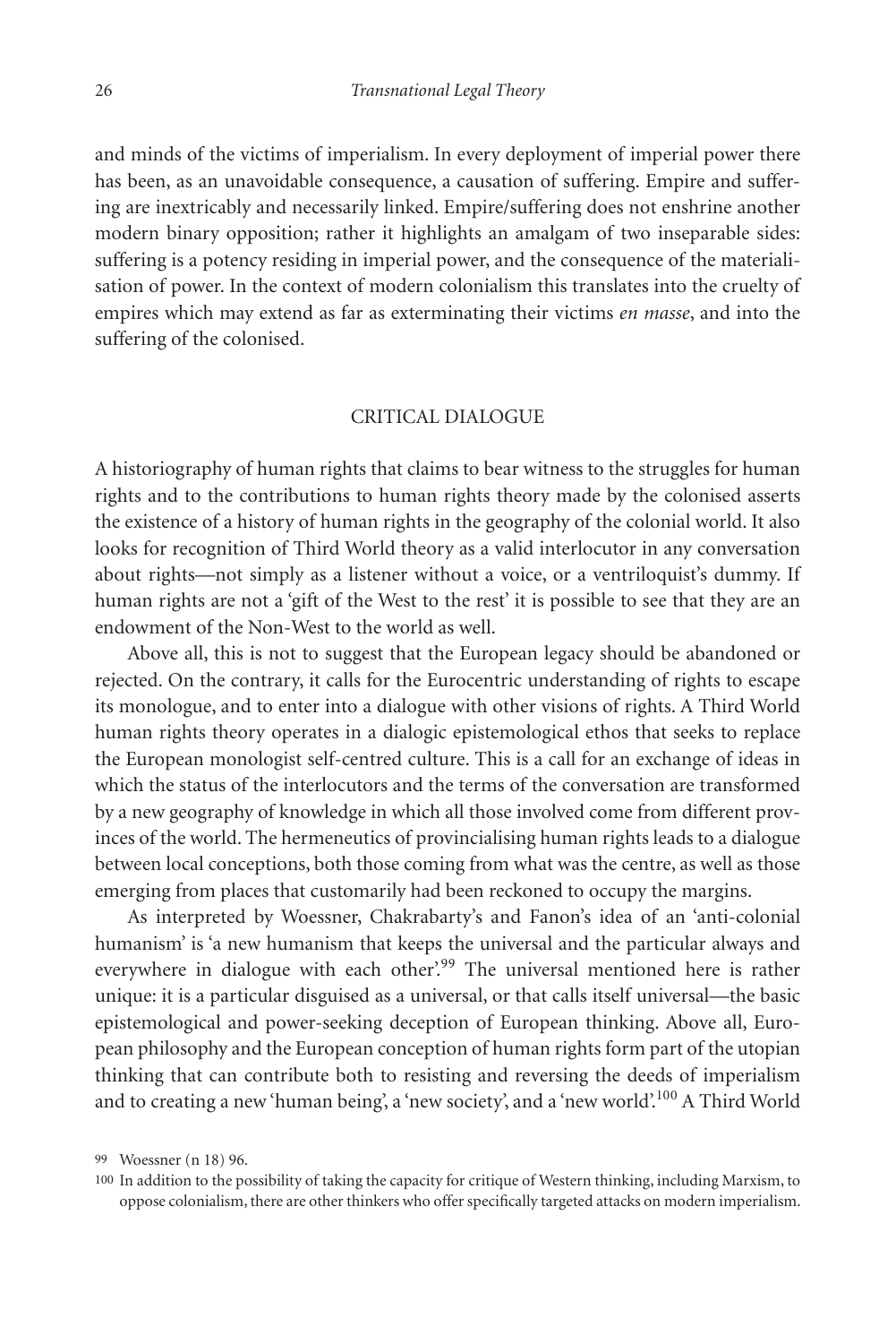and minds of the victims of imperialism. In every deployment of imperial power there has been, as an unavoidable consequence, a causation of suffering. Empire and suffering are inextricably and necessarily linked. Empire/suffering does not enshrine another modern binary opposition; rather it highlights an amalgam of two inseparable sides: suffering is a potency residing in imperial power, and the consequence of the materialisation of power. In the context of modern colonialism this translates into the cruelty of empires which may extend as far as exterminating their victims *en masse*, and into the suffering of the colonised.

## CRITICAL DIALOGUE

A historiography of human rights that claims to bear witness to the struggles for human rights and to the contributions to human rights theory made by the colonised asserts the existence of a history of human rights in the geography of the colonial world. It also looks for recognition of Third World theory as a valid interlocutor in any conversation about rights—not simply as a listener without a voice, or a ventriloquist's dummy. If human rights are not a 'gift of the West to the rest' it is possible to see that they are an endowment of the Non-West to the world as well.

Above all, this is not to suggest that the European legacy should be abandoned or rejected. On the contrary, it calls for the Eurocentric understanding of rights to escape its monologue, and to enter into a dialogue with other visions of rights. A Third World human rights theory operates in a dialogic epistemological ethos that seeks to replace the European monologist self-centred culture. This is a call for an exchange of ideas in which the status of the interlocutors and the terms of the conversation are transformed by a new geography of knowledge in which all those involved come from different provinces of the world. The hermeneutics of provincialising human rights leads to a dialogue between local conceptions, both those coming from what was the centre, as well as those emerging from places that customarily had been reckoned to occupy the margins.

As interpreted by Woessner, Chakrabarty's and Fanon's idea of an 'anti-colonial humanism' is 'a new humanism that keeps the universal and the particular always and everywhere in dialogue with each other'.[99] The universal mentioned here is rather unique: it is a particular disguised as a universal, or that calls itself universal—the basic epistemological and power-seeking deception of European thinking. Above all, European philosophy and the European conception of human rights form part of the utopian thinking that can contribute both to resisting and reversing the deeds of imperialism and to creating a new 'human being', a 'new society', and a 'new world'.[100] A Third World

99 Woessner (n 18) 96.

100 In addition to the possibility of taking the capacity for critique of Western thinking, including Marxism, to oppose colonialism, there are other thinkers who offer specifically targeted attacks on modern imperialism.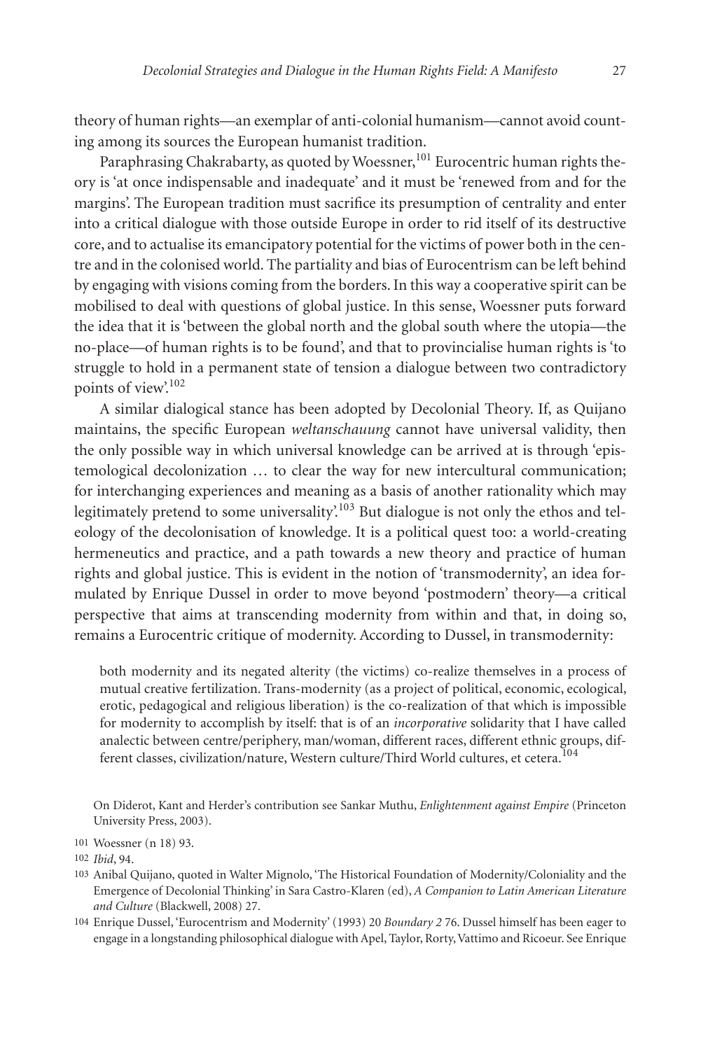theory of human rights—an exemplar of anti-colonial humanism—cannot avoid counting among its sources the European humanist tradition.

Paraphrasing Chakrabarty, as quoted by Woessner,[101] Eurocentric human rights theory is 'at once indispensable and inadequate' and it must be 'renewed from and for the margins'. The European tradition must sacrifice its presumption of centrality and enter into a critical dialogue with those outside Europe in order to rid itself of its destructive core, and to actualise its emancipatory potential for the victims of power both in the centre and in the colonised world. The partiality and bias of Eurocentrism can be left behind by engaging with visions coming from the borders. In this way a cooperative spirit can be mobilised to deal with questions of global justice. In this sense, Woessner puts forward the idea that it is 'between the global north and the global south where the utopia—the no-place—of human rights is to be found', and that to provincialise human rights is 'to struggle to hold in a permanent state of tension a dialogue between two contradictory points of view'.[102]

A similar dialogical stance has been adopted by Decolonial Theory. If, as Quijano maintains, the specific European *weltanschauung* cannot have universal validity, then the only possible way in which universal knowledge can be arrived at is through 'epistemological decolonization … to clear the way for new intercultural communication; for interchanging experiences and meaning as a basis of another rationality which may legitimately pretend to some universality'.[103] But dialogue is not only the ethos and teleology of the decolonisation of knowledge. It is a political quest too: a world-creating hermeneutics and practice, and a path towards a new theory and practice of human rights and global justice. This is evident in the notion of 'transmodernity', an idea formulated by Enrique Dussel in order to move beyond 'postmodern' theory—a critical perspective that aims at transcending modernity from within and that, in doing so, remains a Eurocentric critique of modernity. According to Dussel, in transmodernity:

> both modernity and its negated alterity (the victims) co-realize themselves in a process of mutual creative fertilization. Trans-modernity (as a project of political, economic, ecological, erotic, pedagogical and religious liberation) is the co-realization of that which is impossible for modernity to accomplish by itself: that is of an *incorporative* solidarity that I have called analectic between centre/periphery, man/woman, different races, different ethnic groups, different classes, civilization/nature, Western culture/Third World cultures, et cetera.[104]

On Diderot, Kant and Herder's contribution see Sankar Muthu, *Enlightenment against Empire* (Princeton University Press, 2003).

101 Woessner (n 18) 93.

102 *Ibid*, 94.

103 Anibal Quijano, quoted in Walter Mignolo, 'The Historical Foundation of Modernity/Coloniality and the Emergence of Decolonial Thinking' in Sara Castro-Klaren (ed), *A Companion to Latin American Literature and Culture* (Blackwell, 2008) 27.

104 Enrique Dussel, 'Eurocentrism and Modernity' (1993) 20 *Boundary 2* 76. Dussel himself has been eager to engage in a longstanding philosophical dialogue with Apel, Taylor, Rorty, Vattimo and Ricoeur. See Enrique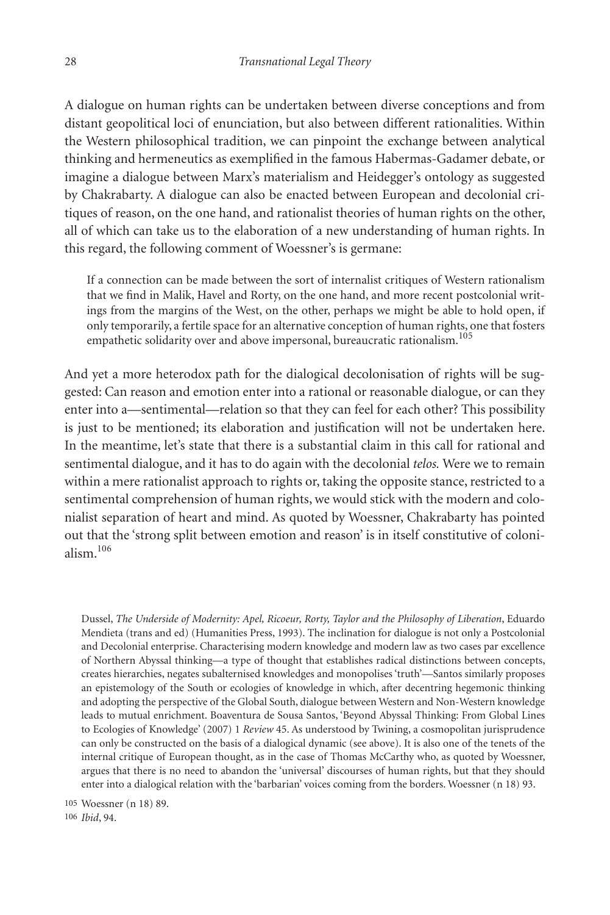A dialogue on human rights can be undertaken between diverse conceptions and from distant geopolitical loci of enunciation, but also between different rationalities. Within the Western philosophical tradition, we can pinpoint the exchange between analytical thinking and hermeneutics as exemplified in the famous Habermas-Gadamer debate, or imagine a dialogue between Marx's materialism and Heidegger's ontology as suggested by Chakrabarty. A dialogue can also be enacted between European and decolonial critiques of reason, on the one hand, and rationalist theories of human rights on the other, all of which can take us to the elaboration of a new understanding of human rights. In this regard, the following comment of Woessner's is germane:

> If a connection can be made between the sort of internalist critiques of Western rationalism that we find in Malik, Havel and Rorty, on the one hand, and more recent postcolonial writings from the margins of the West, on the other, perhaps we might be able to hold open, if only temporarily, a fertile space for an alternative conception of human rights, one that fosters empathetic solidarity over and above impersonal, bureaucratic rationalism.[105]

And yet a more heterodox path for the dialogical decolonisation of rights will be suggested: Can reason and emotion enter into a rational or reasonable dialogue, or can they enter into a—sentimental—relation so that they can feel for each other? This possibility is just to be mentioned; its elaboration and justification will not be undertaken here. In the meantime, let's state that there is a substantial claim in this call for rational and sentimental dialogue, and it has to do again with the decolonial *telos.* Were we to remain within a mere rationalist approach to rights or, taking the opposite stance, restricted to a sentimental comprehension of human rights, we would stick with the modern and colonialist separation of heart and mind. As quoted by Woessner, Chakrabarty has pointed out that the 'strong split between emotion and reason' is in itself constitutive of colonialism.[106]

Dussel, *The Underside of Modernity: Apel, Ricoeur, Rorty, Taylor and the Philosophy of Liberation*, Eduardo Mendieta (trans and ed) (Humanities Press, 1993). The inclination for dialogue is not only a Postcolonial and Decolonial enterprise. Characterising modern knowledge and modern law as two cases par excellence of Northern Abyssal thinking—a type of thought that establishes radical distinctions between concepts, creates hierarchies, negates subalternised knowledges and monopolises 'truth'—Santos similarly proposes an epistemology of the South or ecologies of knowledge in which, after decentring hegemonic thinking and adopting the perspective of the Global South, dialogue between Western and Non-Western knowledge leads to mutual enrichment. Boaventura de Sousa Santos, 'Beyond Abyssal Thinking: From Global Lines to Ecologies of Knowledge' (2007) 1 *Review* 45. As understood by Twining, a cosmopolitan jurisprudence can only be constructed on the basis of a dialogical dynamic (see above). It is also one of the tenets of the internal critique of European thought, as in the case of Thomas McCarthy who, as quoted by Woessner, argues that there is no need to abandon the 'universal' discourses of human rights, but that they should enter into a dialogical relation with the 'barbarian' voices coming from the borders. Woessner (n 18) 93.

105 Woessner (n 18) 89.

106 *Ibid*, 94.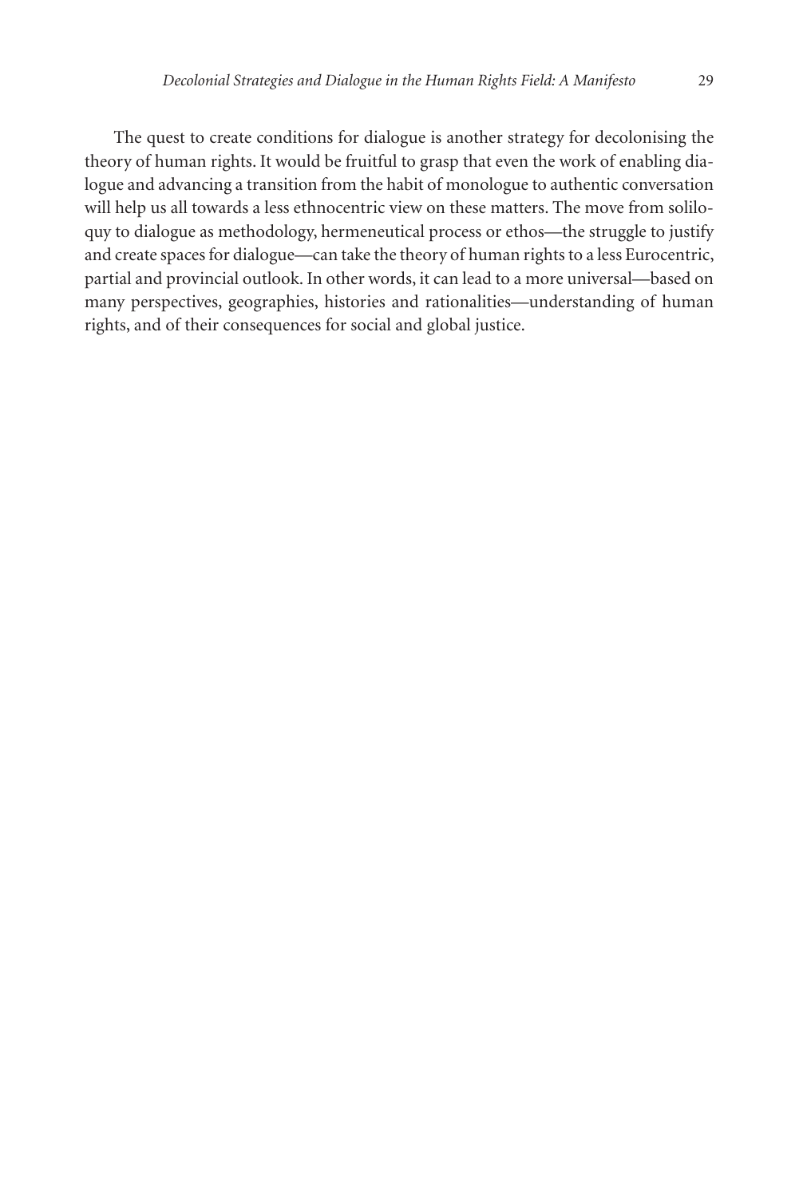The quest to create conditions for dialogue is another strategy for decolonising the theory of human rights. It would be fruitful to grasp that even the work of enabling dialogue and advancing a transition from the habit of monologue to authentic conversation will help us all towards a less ethnocentric view on these matters. The move from soliloquy to dialogue as methodology, hermeneutical process or ethos—the struggle to justify and create spaces for dialogue—can take the theory of human rights to a less Eurocentric, partial and provincial outlook. In other words, it can lead to a more universal—based on many perspectives, geographies, histories and rationalities—understanding of human rights, and of their consequences for social and global justice.